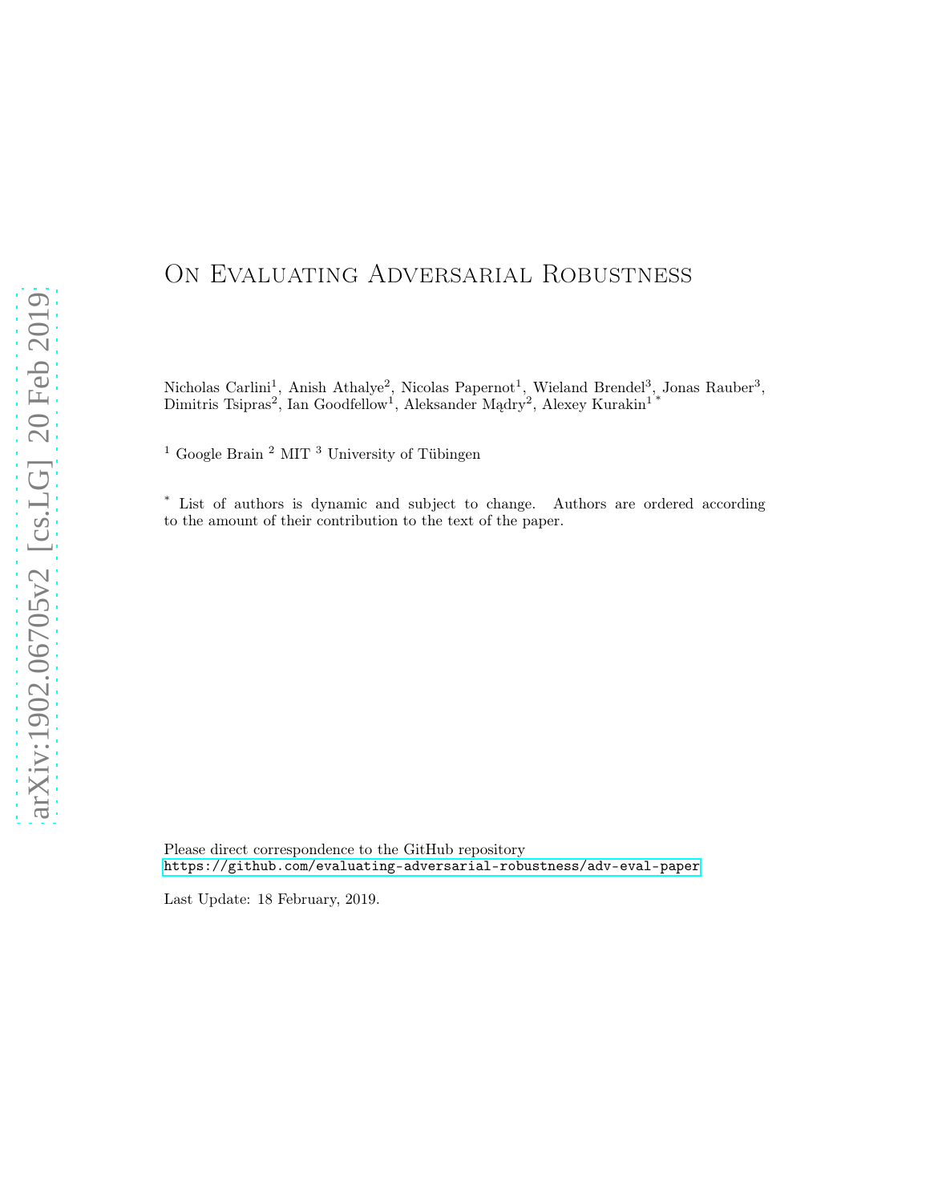# On Evaluating Adversarial Robustness

Nicholas Carlini[1], Anish Athalye[2], Nicolas Papernot[1], Wieland Brendel[3], Jonas Rauber[3], Dimitris Tsipras[2], Ian Goodfellow[1], Aleksander Mądry[2], Alexey Kurakin[1] [*]

[1] Google Brain [2] MIT [3] University of Tübingen

[*] List of authors is dynamic and subject to change. Authors are ordered according to the amount of their contribution to the text of the paper.

Please direct correspondence to the GitHub repository
https://github.com/evaluating-adversarial-robustness/adv-eval-paper

Last Update: 18 February, 2019.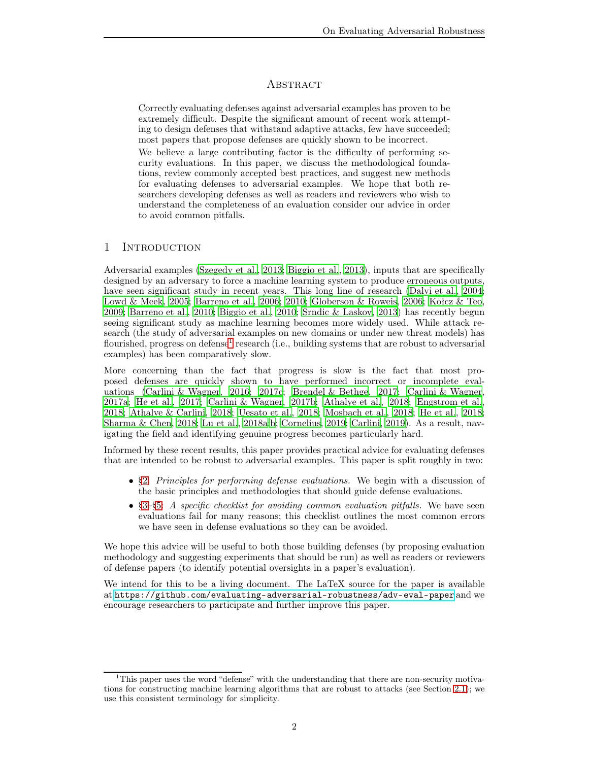## Abstract

Correctly evaluating defenses against adversarial examples has proven to be extremely difficult. Despite the significant amount of recent work attempting to design defenses that withstand adaptive attacks, few have succeeded; most papers that propose defenses are quickly shown to be incorrect.

We believe a large contributing factor is the difficulty of performing security evaluations. In this paper, we discuss the methodological foundations, review commonly accepted best practices, and suggest new methods for evaluating defenses to adversarial examples. We hope that both researchers developing defenses as well as readers and reviewers who wish to understand the completeness of an evaluation consider our advice in order to avoid common pitfalls.

# 1 Introduction

Adversarial examples (Szegedy et al., 2013; Biggio et al., 2013), inputs that are specifically designed by an adversary to force a machine learning system to produce erroneous outputs, have seen significant study in recent years. This long line of research (Dalvi et al., 2004; Lowd & Meek, 2005; Barreno et al., 2006; 2010; Globerson & Roweis, 2006; Kołcz & Teo, 2009; Barreno et al., 2010; Biggio et al., 2010; Šrndic & Laskov, 2013) has recently begun seeing significant study as machine learning becomes more widely used. While attack research (the study of adversarial examples on new domains or under new threat models) has flourished, progress on defense[1] research (i.e., building systems that are robust to adversarial examples) has been comparatively slow.

More concerning than the fact that progress is slow is the fact that most proposed defenses are quickly shown to have performed incorrect or incomplete evaluations (Carlini & Wagner, 2016; 2017c; Brendel & Bethge, 2017; Carlini & Wagner, 2017a; He et al., 2017; Carlini & Wagner, 2017b; Athalye et al., 2018; Engstrom et al., 2018; Athalye & Carlini, 2018; Uesato et al., 2018; Mosbach et al., 2018; He et al., 2018; Sharma & Chen, 2018; Lu et al., 2018a;b; Cornelius, 2019; Carlini, 2019). As a result, navigating the field and identifying genuine progress becomes particularly hard.

Informed by these recent results, this paper provides practical advice for evaluating defenses that are intended to be robust to adversarial examples. This paper is split roughly in two:

- §2: *Principles for performing defense evaluations.* We begin with a discussion of the basic principles and methodologies that should guide defense evaluations.
- §3–§5: *A specific checklist for avoiding common evaluation pitfalls.* We have seen evaluations fail for many reasons; this checklist outlines the most common errors we have seen in defense evaluations so they can be avoided.

We hope this advice will be useful to both those building defenses (by proposing evaluation methodology and suggesting experiments that should be run) as well as readers or reviewers of defense papers (to identify potential oversights in a paper's evaluation).

We intend for this to be a living document. The LaTeX source for the paper is available at `https://github.com/evaluating-adversarial-robustness/adv-eval-paper` and we encourage researchers to participate and further improve this paper.

[1] This paper uses the word "defense" with the understanding that there are non-security motivations for constructing machine learning algorithms that are robust to attacks (see Section 2.1); we use this consistent terminology for simplicity.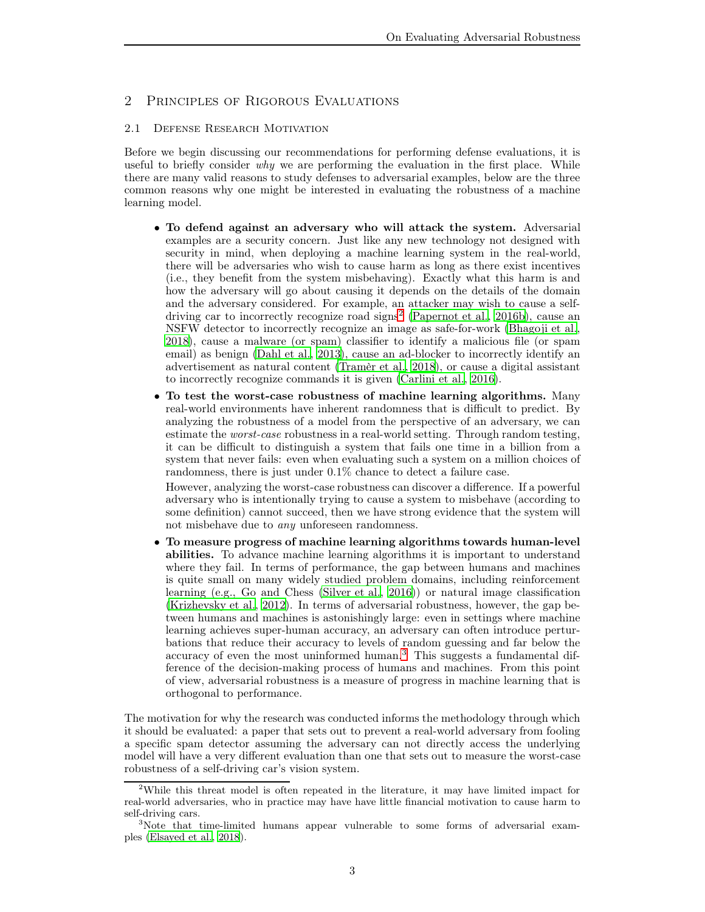## 2 Principles of Rigorous Evaluations

### 2.1 Defense Research Motivation

Before we begin discussing our recommendations for performing defense evaluations, it is useful to briefly consider *why* we are performing the evaluation in the first place. While there are many valid reasons to study defenses to adversarial examples, below are the three common reasons why one might be interested in evaluating the robustness of a machine learning model.

- **To defend against an adversary who will attack the system.** Adversarial examples are a security concern. Just like any new technology not designed with security in mind, when deploying a machine learning system in the real-world, there will be adversaries who wish to cause harm as long as there exist incentives (i.e., they benefit from the system misbehaving). Exactly what this harm is and how the adversary will go about causing it depends on the details of the domain and the adversary considered. For example, an attacker may wish to cause a self-driving car to incorrectly recognize road signs[2] (Papernot et al., 2016b), cause an NSFW detector to incorrectly recognize an image as safe-for-work (Bhagoji et al., 2018), cause a malware (or spam) classifier to identify a malicious file (or spam email) as benign (Dahl et al., 2013), cause an ad-blocker to incorrectly identify an advertisement as natural content (Tramèr et al., 2018), or cause a digital assistant to incorrectly recognize commands it is given (Carlini et al., 2016).

- **To test the worst-case robustness of machine learning algorithms.** Many real-world environments have inherent randomness that is difficult to predict. By analyzing the robustness of a model from the perspective of an adversary, we can estimate the *worst-case* robustness in a real-world setting. Through random testing, it can be difficult to distinguish a system that fails one time in a billion from a system that never fails: even when evaluating such a system on a million choices of randomness, there is just under 0.1% chance to detect a failure case.

  However, analyzing the worst-case robustness can discover a difference. If a powerful adversary who is intentionally trying to cause a system to misbehave (according to some definition) cannot succeed, then we have strong evidence that the system will not misbehave due to *any* unforeseen randomness.

- **To measure progress of machine learning algorithms towards human-level abilities.** To advance machine learning algorithms it is important to understand where they fail. In terms of performance, the gap between humans and machines is quite small on many widely studied problem domains, including reinforcement learning (e.g., Go and Chess (Silver et al., 2016)) or natural image classification (Krizhevsky et al., 2012). In terms of adversarial robustness, however, the gap between humans and machines is astonishingly large: even in settings where machine learning achieves super-human accuracy, an adversary can often introduce perturbations that reduce their accuracy to levels of random guessing and far below the accuracy of even the most uninformed human.[3] This suggests a fundamental difference of the decision-making process of humans and machines. From this point of view, adversarial robustness is a measure of progress in machine learning that is orthogonal to performance.

The motivation for why the research was conducted informs the methodology through which it should be evaluated: a paper that sets out to prevent a real-world adversary from fooling a specific spam detector assuming the adversary can not directly access the underlying model will have a very different evaluation than one that sets out to measure the worst-case robustness of a self-driving car's vision system.

---

[2] While this threat model is often repeated in the literature, it may have limited impact for real-world adversaries, who in practice may have have little financial motivation to cause harm to self-driving cars.

[3] Note that time-limited humans appear vulnerable to some forms of adversarial examples (Elsayed et al., 2018).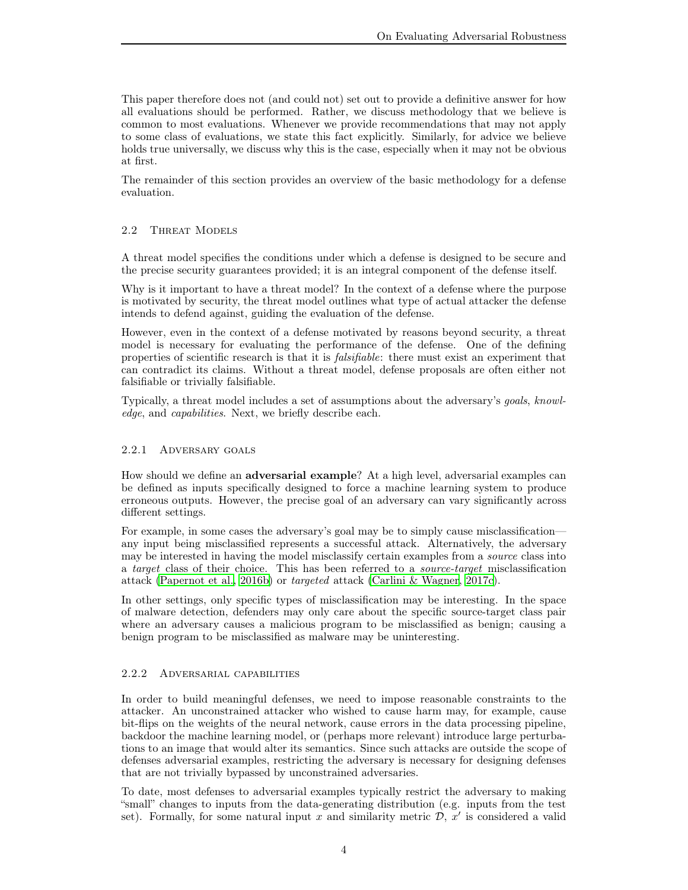This paper therefore does not (and could not) set out to provide a definitive answer for how all evaluations should be performed. Rather, we discuss methodology that we believe is common to most evaluations. Whenever we provide recommendations that may not apply to some class of evaluations, we state this fact explicitly. Similarly, for advice we believe holds true universally, we discuss why this is the case, especially when it may not be obvious at first.

The remainder of this section provides an overview of the basic methodology for a defense evaluation.

### 2.2 Threat Models

A threat model specifies the conditions under which a defense is designed to be secure and the precise security guarantees provided; it is an integral component of the defense itself.

Why is it important to have a threat model? In the context of a defense where the purpose is motivated by security, the threat model outlines what type of actual attacker the defense intends to defend against, guiding the evaluation of the defense.

However, even in the context of a defense motivated by reasons beyond security, a threat model is necessary for evaluating the performance of the defense. One of the defining properties of scientific research is that it is *falsifiable*: there must exist an experiment that can contradict its claims. Without a threat model, defense proposals are often either not falsifiable or trivially falsifiable.

Typically, a threat model includes a set of assumptions about the adversary's *goals*, *knowledge*, and *capabilities*. Next, we briefly describe each.

#### 2.2.1 Adversary goals

How should we define an **adversarial example**? At a high level, adversarial examples can be defined as inputs specifically designed to force a machine learning system to produce erroneous outputs. However, the precise goal of an adversary can vary significantly across different settings.

For example, in some cases the adversary's goal may be to simply cause misclassification—any input being misclassified represents a successful attack. Alternatively, the adversary may be interested in having the model misclassify certain examples from a *source* class into a *target* class of their choice. This has been referred to a *source-target* misclassification attack (Papernot et al., 2016b) or *targeted* attack (Carlini & Wagner, 2017c).

In other settings, only specific types of misclassification may be interesting. In the space of malware detection, defenders may only care about the specific source-target class pair where an adversary causes a malicious program to be misclassified as benign; causing a benign program to be misclassified as malware may be uninteresting.

#### 2.2.2 Adversarial capabilities

In order to build meaningful defenses, we need to impose reasonable constraints to the attacker. An unconstrained attacker who wished to cause harm may, for example, cause bit-flips on the weights of the neural network, cause errors in the data processing pipeline, backdoor the machine learning model, or (perhaps more relevant) introduce large perturbations to an image that would alter its semantics. Since such attacks are outside the scope of defenses adversarial examples, restricting the adversary is necessary for designing defenses that are not trivially bypassed by unconstrained adversaries.

To date, most defenses to adversarial examples typically restrict the adversary to making "small" changes to inputs from the data-generating distribution (e.g. inputs from the test set). Formally, for some natural input $x$ and similarity metric $\mathcal{D}$, $x'$ is considered a valid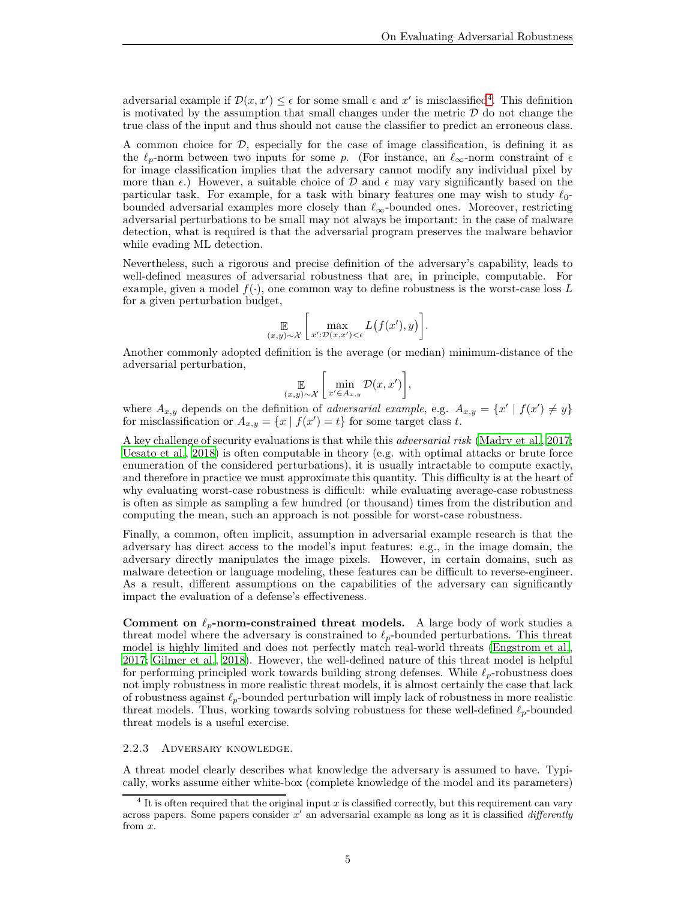adversarial example if $\mathcal{D}(x, x') \le \epsilon$ for some small $\epsilon$ and $x'$ is misclassified[4]. This definition is motivated by the assumption that small changes under the metric $\mathcal{D}$ do not change the true class of the input and thus should not cause the classifier to predict an erroneous class.

A common choice for $\mathcal{D}$, especially for the case of image classification, is defining it as the $\ell_p$-norm between two inputs for some $p$. (For instance, an $\ell_\infty$-norm constraint of $\epsilon$ for image classification implies that the adversary cannot modify any individual pixel by more than $\epsilon$.) However, a suitable choice of $\mathcal{D}$ and $\epsilon$ may vary significantly based on the particular task. For example, for a task with binary features one may wish to study $\ell_0$-bounded adversarial examples more closely than $\ell_\infty$-bounded ones. Moreover, restricting adversarial perturbations to be small may not always be important: in the case of malware detection, what is required is that the adversarial program preserves the malware behavior while evading ML detection.

Nevertheless, such a rigorous and precise definition of the adversary's capability, leads to well-defined measures of adversarial robustness that are, in principle, computable. For example, given a model $f(\cdot)$, one common way to define robustness is the worst-case loss $L$ for a given perturbation budget,

$$\mathop{\mathbb{E}}_{(x,y)\sim\mathcal{X}}\left[\max_{x':\mathcal{D}(x,x')<\epsilon} L\big(f(x'), y\big)\right].$$

Another commonly adopted definition is the average (or median) minimum-distance of the adversarial perturbation,

$$\mathop{\mathbb{E}}_{(x,y)\sim\mathcal{X}}\left[\min_{x'\in A_{x,y}} \mathcal{D}(x, x')\right],$$

where $A_{x,y}$ depends on the definition of *adversarial example*, e.g. $A_{x,y} = \{x' \mid f(x') \neq y\}$ for misclassification or $A_{x,y} = \{x \mid f(x') = t\}$ for some target class $t$.

A key challenge of security evaluations is that while this *adversarial risk* (Madry et al., 2017; Uesato et al., 2018) is often computable in theory (e.g. with optimal attacks or brute force enumeration of the considered perturbations), it is usually intractable to compute exactly, and therefore in practice we must approximate this quantity. This difficulty is at the heart of why evaluating worst-case robustness is difficult: while evaluating average-case robustness is often as simple as sampling a few hundred (or thousand) times from the distribution and computing the mean, such an approach is not possible for worst-case robustness.

Finally, a common, often implicit, assumption in adversarial example research is that the adversary has direct access to the model's input features: e.g., in the image domain, the adversary directly manipulates the image pixels. However, in certain domains, such as malware detection or language modeling, these features can be difficult to reverse-engineer. As a result, different assumptions on the capabilities of the adversary can significantly impact the evaluation of a defense's effectiveness.

**Comment on $\ell_p$-norm-constrained threat models.** A large body of work studies a threat model where the adversary is constrained to $\ell_p$-bounded perturbations. This threat model is highly limited and does not perfectly match real-world threats (Engstrom et al., 2017; Gilmer et al., 2018). However, the well-defined nature of this threat model is helpful for performing principled work towards building strong defenses. While $\ell_p$-robustness does not imply robustness in more realistic threat models, it is almost certainly the case that lack of robustness against $\ell_p$-bounded perturbation will imply lack of robustness in more realistic threat models. Thus, working towards solving robustness for these well-defined $\ell_p$-bounded threat models is a useful exercise.

#### 2.2.3 Adversary knowledge.

A threat model clearly describes what knowledge the adversary is assumed to have. Typically, works assume either white-box (complete knowledge of the model and its parameters)

[4] It is often required that the original input $x$ is classified correctly, but this requirement can vary across papers. Some papers consider $x'$ an adversarial example as long as it is classified *differently* from $x$.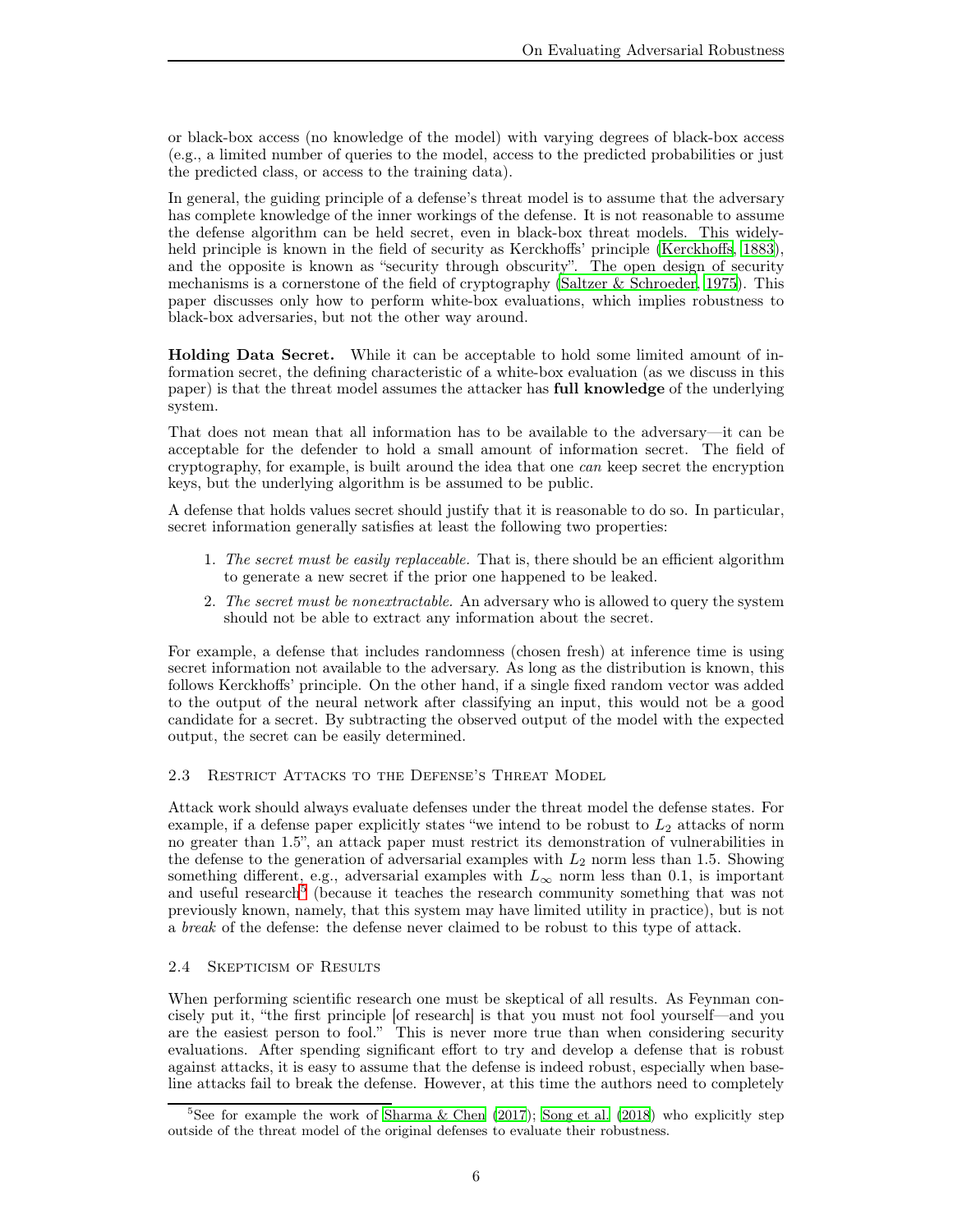or black-box access (no knowledge of the model) with varying degrees of black-box access (e.g., a limited number of queries to the model, access to the predicted probabilities or just the predicted class, or access to the training data).

In general, the guiding principle of a defense's threat model is to assume that the adversary has complete knowledge of the inner workings of the defense. It is not reasonable to assume the defense algorithm can be held secret, even in black-box threat models. This widely-held principle is known in the field of security as Kerckhoffs' principle (Kerckhoffs, 1883), and the opposite is known as "security through obscurity". The open design of security mechanisms is a cornerstone of the field of cryptography (Saltzer & Schroeder, 1975). This paper discusses only how to perform white-box evaluations, which implies robustness to black-box adversaries, but not the other way around.

**Holding Data Secret.** While it can be acceptable to hold some limited amount of information secret, the defining characteristic of a white-box evaluation (as we discuss in this paper) is that the threat model assumes the attacker has **full knowledge** of the underlying system.

That does not mean that all information has to be available to the adversary—it can be acceptable for the defender to hold a small amount of information secret. The field of cryptography, for example, is built around the idea that one *can* keep secret the encryption keys, but the underlying algorithm is be assumed to be public.

A defense that holds values secret should justify that it is reasonable to do so. In particular, secret information generally satisfies at least the following two properties:

1. *The secret must be easily replaceable.* That is, there should be an efficient algorithm to generate a new secret if the prior one happened to be leaked.
2. *The secret must be nonextractable.* An adversary who is allowed to query the system should not be able to extract any information about the secret.

For example, a defense that includes randomness (chosen fresh) at inference time is using secret information not available to the adversary. As long as the distribution is known, this follows Kerckhoffs' principle. On the other hand, if a single fixed random vector was added to the output of the neural network after classifying an input, this would not be a good candidate for a secret. By subtracting the observed output of the model with the expected output, the secret can be easily determined.

### 2.3 Restrict Attacks to the Defense's Threat Model

Attack work should always evaluate defenses under the threat model the defense states. For example, if a defense paper explicitly states "we intend to be robust to $L_2$ attacks of norm no greater than 1.5", an attack paper must restrict its demonstration of vulnerabilities in the defense to the generation of adversarial examples with $L_2$ norm less than 1.5. Showing something different, e.g., adversarial examples with $L_\infty$ norm less than 0.1, is important and useful research[5] (because it teaches the research community something that was not previously known, namely, that this system may have limited utility in practice), but is not a *break* of the defense: the defense never claimed to be robust to this type of attack.

### 2.4 Skepticism of Results

When performing scientific research one must be skeptical of all results. As Feynman concisely put it, "the first principle [of research] is that you must not fool yourself—and you are the easiest person to fool." This is never more true than when considering security evaluations. After spending significant effort to try and develop a defense that is robust against attacks, it is easy to assume that the defense is indeed robust, especially when baseline attacks fail to break the defense. However, at this time the authors need to completely

[5] See for example the work of Sharma & Chen (2017); Song et al. (2018) who explicitly step outside of the threat model of the original defenses to evaluate their robustness.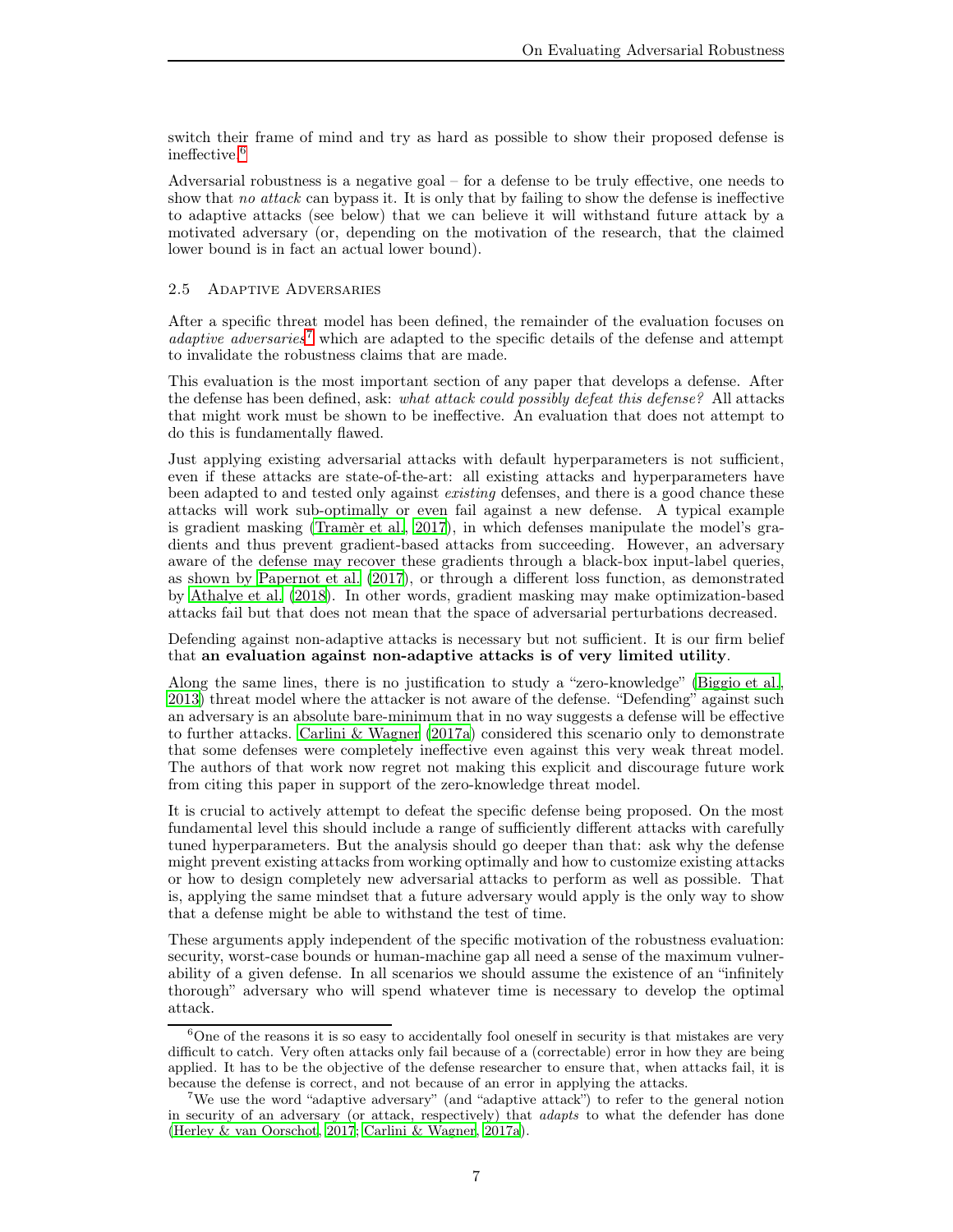switch their frame of mind and try as hard as possible to show their proposed defense is ineffective.[6]

Adversarial robustness is a negative goal – for a defense to be truly effective, one needs to show that *no attack* can bypass it. It is only that by failing to show the defense is ineffective to adaptive attacks (see below) that we can believe it will withstand future attack by a motivated adversary (or, depending on the motivation of the research, that the claimed lower bound is in fact an actual lower bound).

### 2.5 Adaptive Adversaries

After a specific threat model has been defined, the remainder of the evaluation focuses on *adaptive adversaries*[7] which are adapted to the specific details of the defense and attempt to invalidate the robustness claims that are made.

This evaluation is the most important section of any paper that develops a defense. After the defense has been defined, ask: *what attack could possibly defeat this defense?* All attacks that might work must be shown to be ineffective. An evaluation that does not attempt to do this is fundamentally flawed.

Just applying existing adversarial attacks with default hyperparameters is not sufficient, even if these attacks are state-of-the-art: all existing attacks and hyperparameters have been adapted to and tested only against *existing* defenses, and there is a good chance these attacks will work sub-optimally or even fail against a new defense. A typical example is gradient masking (Tramèr et al., 2017), in which defenses manipulate the model's gradients and thus prevent gradient-based attacks from succeeding. However, an adversary aware of the defense may recover these gradients through a black-box input-label queries, as shown by Papernot et al. (2017), or through a different loss function, as demonstrated by Athalye et al. (2018). In other words, gradient masking may make optimization-based attacks fail but that does not mean that the space of adversarial perturbations decreased.

Defending against non-adaptive attacks is necessary but not sufficient. It is our firm belief that **an evaluation against non-adaptive attacks is of very limited utility**.

Along the same lines, there is no justification to study a "zero-knowledge" (Biggio et al., 2013) threat model where the attacker is not aware of the defense. "Defending" against such an adversary is an absolute bare-minimum that in no way suggests a defense will be effective to further attacks. Carlini & Wagner (2017a) considered this scenario only to demonstrate that some defenses were completely ineffective even against this very weak threat model. The authors of that work now regret not making this explicit and discourage future work from citing this paper in support of the zero-knowledge threat model.

It is crucial to actively attempt to defeat the specific defense being proposed. On the most fundamental level this should include a range of sufficiently different attacks with carefully tuned hyperparameters. But the analysis should go deeper than that: ask why the defense might prevent existing attacks from working optimally and how to customize existing attacks or how to design completely new adversarial attacks to perform as well as possible. That is, applying the same mindset that a future adversary would apply is the only way to show that a defense might be able to withstand the test of time.

These arguments apply independent of the specific motivation of the robustness evaluation: security, worst-case bounds or human-machine gap all need a sense of the maximum vulnerability of a given defense. In all scenarios we should assume the existence of an "infinitely thorough" adversary who will spend whatever time is necessary to develop the optimal attack.

---

[6] One of the reasons it is so easy to accidentally fool oneself in security is that mistakes are very difficult to catch. Very often attacks only fail because of a (correctable) error in how they are being applied. It has to be the objective of the defense researcher to ensure that, when attacks fail, it is because the defense is correct, and not because of an error in applying the attacks.

[7] We use the word "adaptive adversary" (and "adaptive attack") to refer to the general notion in security of an adversary (or attack, respectively) that *adapts* to what the defender has done (Herley & van Oorschot, 2017; Carlini & Wagner, 2017a).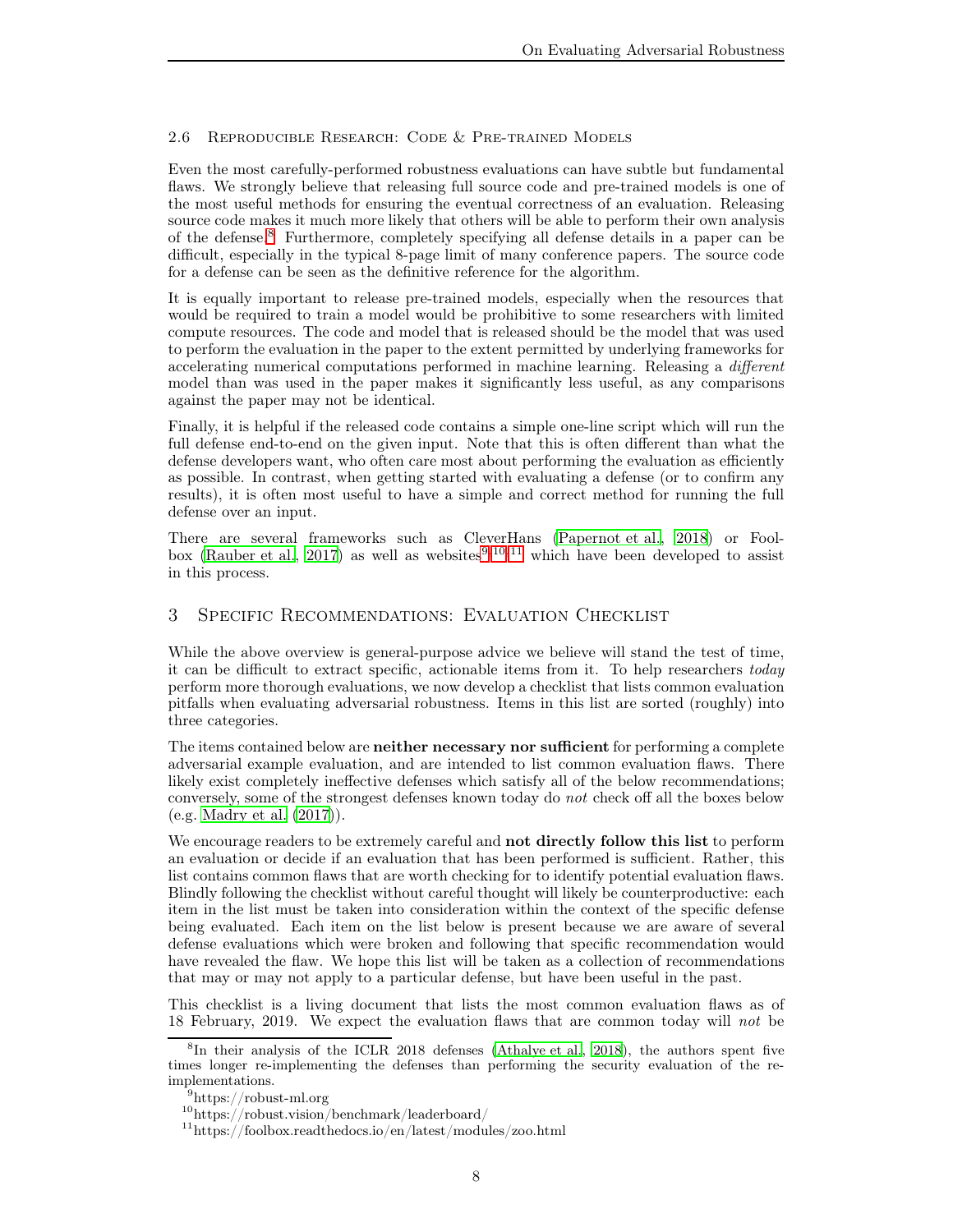### 2.6 Reproducible Research: Code & Pre-trained Models

Even the most carefully-performed robustness evaluations can have subtle but fundamental flaws. We strongly believe that releasing full source code and pre-trained models is one of the most useful methods for ensuring the eventual correctness of an evaluation. Releasing source code makes it much more likely that others will be able to perform their own analysis of the defense.[8] Furthermore, completely specifying all defense details in a paper can be difficult, especially in the typical 8-page limit of many conference papers. The source code for a defense can be seen as the definitive reference for the algorithm.

It is equally important to release pre-trained models, especially when the resources that would be required to train a model would be prohibitive to some researchers with limited compute resources. The code and model that is released should be the model that was used to perform the evaluation in the paper to the extent permitted by underlying frameworks for accelerating numerical computations performed in machine learning. Releasing a *different* model than was used in the paper makes it significantly less useful, as any comparisons against the paper may not be identical.

Finally, it is helpful if the released code contains a simple one-line script which will run the full defense end-to-end on the given input. Note that this is often different than what the defense developers want, who often care most about performing the evaluation as efficiently as possible. In contrast, when getting started with evaluating a defense (or to confirm any results), it is often most useful to have a simple and correct method for running the full defense over an input.

There are several frameworks such as CleverHans (Papernot et al., 2018) or Foolbox (Rauber et al., 2017) as well as websites[9][10][11] which have been developed to assist in this process.

## 3 Specific Recommendations: Evaluation Checklist

While the above overview is general-purpose advice we believe will stand the test of time, it can be difficult to extract specific, actionable items from it. To help researchers *today* perform more thorough evaluations, we now develop a checklist that lists common evaluation pitfalls when evaluating adversarial robustness. Items in this list are sorted (roughly) into three categories.

The items contained below are **neither necessary nor sufficient** for performing a complete adversarial example evaluation, and are intended to list common evaluation flaws. There likely exist completely ineffective defenses which satisfy all of the below recommendations; conversely, some of the strongest defenses known today do *not* check off all the boxes below (e.g. Madry et al. (2017)).

We encourage readers to be extremely careful and **not directly follow this list** to perform an evaluation or decide if an evaluation that has been performed is sufficient. Rather, this list contains common flaws that are worth checking for to identify potential evaluation flaws. Blindly following the checklist without careful thought will likely be counterproductive: each item in the list must be taken into consideration within the context of the specific defense being evaluated. Each item on the list below is present because we are aware of several defense evaluations which were broken and following that specific recommendation would have revealed the flaw. We hope this list will be taken as a collection of recommendations that may or may not apply to a particular defense, but have been useful in the past.

This checklist is a living document that lists the most common evaluation flaws as of 18 February, 2019. We expect the evaluation flaws that are common today will *not* be

---

[8] In their analysis of the ICLR 2018 defenses (Athalye et al., 2018), the authors spent five times longer re-implementing the defenses than performing the security evaluation of the re-implementations.

[9] https://robust-ml.org

[10] https://robust.vision/benchmark/leaderboard/

[11] https://foolbox.readthedocs.io/en/latest/modules/zoo.html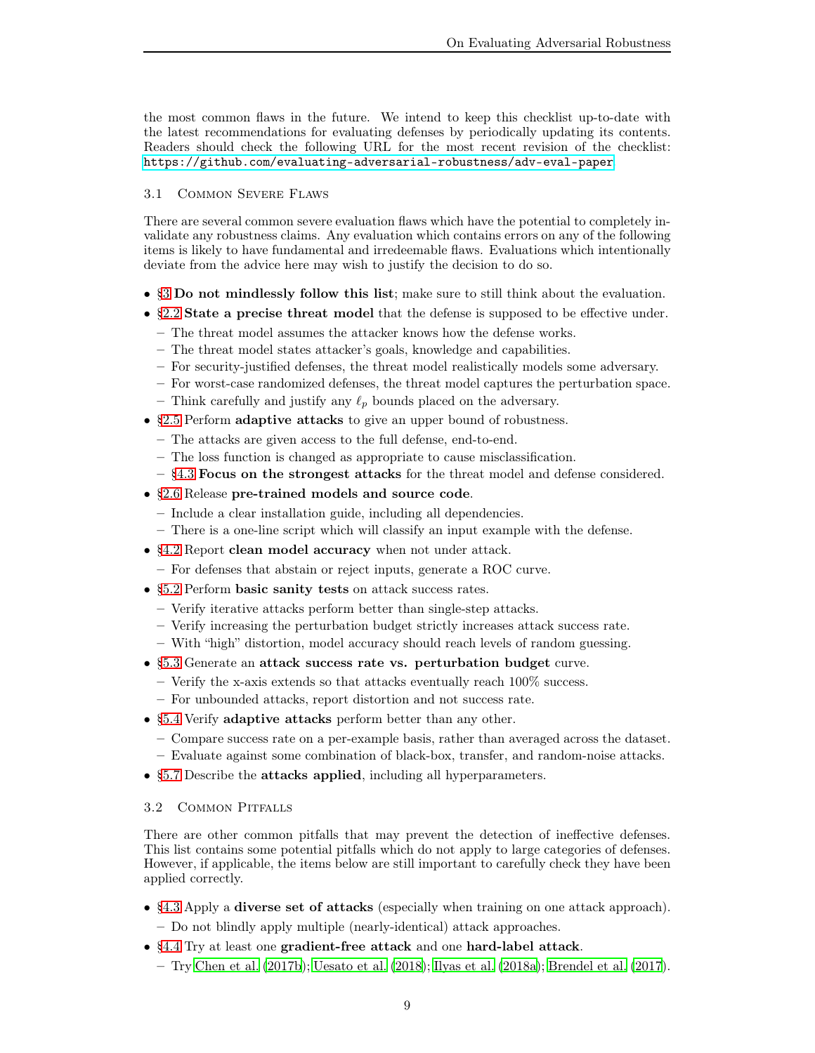the most common flaws in the future. We intend to keep this checklist up-to-date with the latest recommendations for evaluating defenses by periodically updating its contents. Readers should check the following URL for the most recent revision of the checklist: https://github.com/evaluating-adversarial-robustness/adv-eval-paper

### 3.1 Common Severe Flaws

There are several common severe evaluation flaws which have the potential to completely invalidate any robustness claims. Any evaluation which contains errors on any of the following items is likely to have fundamental and irredeemable flaws. Evaluations which intentionally deviate from the advice here may wish to justify the decision to do so.

- §3 **Do not mindlessly follow this list**; make sure to still think about the evaluation.
- §2.2 **State a precise threat model** that the defense is supposed to be effective under.
  - The threat model assumes the attacker knows how the defense works.
  - The threat model states attacker's goals, knowledge and capabilities.
  - For security-justified defenses, the threat model realistically models some adversary.
  - For worst-case randomized defenses, the threat model captures the perturbation space.
  - Think carefully and justify any $\ell_p$ bounds placed on the adversary.
- §2.5 Perform **adaptive attacks** to give an upper bound of robustness.
  - The attacks are given access to the full defense, end-to-end.
  - The loss function is changed as appropriate to cause misclassification.
  - §4.3 **Focus on the strongest attacks** for the threat model and defense considered.
- §2.6 Release **pre-trained models and source code**.
  - Include a clear installation guide, including all dependencies.
  - There is a one-line script which will classify an input example with the defense.
- §4.2 Report **clean model accuracy** when not under attack.
  - For defenses that abstain or reject inputs, generate a ROC curve.
- §5.2 Perform **basic sanity tests** on attack success rates.
  - Verify iterative attacks perform better than single-step attacks.
  - Verify increasing the perturbation budget strictly increases attack success rate.
  - With "high" distortion, model accuracy should reach levels of random guessing.
- §5.3 Generate an **attack success rate vs. perturbation budget** curve.
  - Verify the x-axis extends so that attacks eventually reach 100% success.
  - For unbounded attacks, report distortion and not success rate.
- §5.4 Verify **adaptive attacks** perform better than any other.
  - Compare success rate on a per-example basis, rather than averaged across the dataset.
  - Evaluate against some combination of black-box, transfer, and random-noise attacks.
- §5.7 Describe the **attacks applied**, including all hyperparameters.

### 3.2 Common Pitfalls

There are other common pitfalls that may prevent the detection of ineffective defenses. This list contains some potential pitfalls which do not apply to large categories of defenses. However, if applicable, the items below are still important to carefully check they have been applied correctly.

- §4.3 Apply a **diverse set of attacks** (especially when training on one attack approach).
  - Do not blindly apply multiple (nearly-identical) attack approaches.
- §4.4 Try at least one **gradient-free attack** and one **hard-label attack**.
  - Try Chen et al. (2017b); Uesato et al. (2018); Ilyas et al. (2018a); Brendel et al. (2017).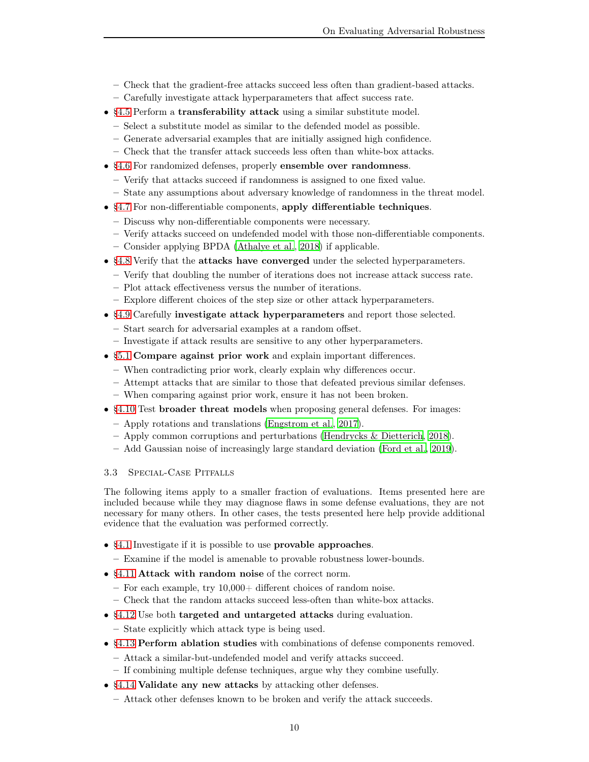- Check that the gradient-free attacks succeed less often than gradient-based attacks.
  - Carefully investigate attack hyperparameters that affect success rate.
- §4.5 Perform a **transferability attack** using a similar substitute model.
  - Select a substitute model as similar to the defended model as possible.
  - Generate adversarial examples that are initially assigned high confidence.
  - Check that the transfer attack succeeds less often than white-box attacks.
- §4.6 For randomized defenses, properly **ensemble over randomness**.
  - Verify that attacks succeed if randomness is assigned to one fixed value.
  - State any assumptions about adversary knowledge of randomness in the threat model.
- §4.7 For non-differentiable components, **apply differentiable techniques**.
  - Discuss why non-differentiable components were necessary.
  - Verify attacks succeed on undefended model with those non-differentiable components.
  - Consider applying BPDA (Athalye et al., 2018) if applicable.
- §4.8 Verify that the **attacks have converged** under the selected hyperparameters.
  - Verify that doubling the number of iterations does not increase attack success rate.
  - Plot attack effectiveness versus the number of iterations.
  - Explore different choices of the step size or other attack hyperparameters.
- §4.9 Carefully **investigate attack hyperparameters** and report those selected.
  - Start search for adversarial examples at a random offset.
  - Investigate if attack results are sensitive to any other hyperparameters.
- §5.1 **Compare against prior work** and explain important differences.
  - When contradicting prior work, clearly explain why differences occur.
  - Attempt attacks that are similar to those that defeated previous similar defenses.
  - When comparing against prior work, ensure it has not been broken.
- §4.10 Test **broader threat models** when proposing general defenses. For images:
  - Apply rotations and translations (Engstrom et al., 2017).
  - Apply common corruptions and perturbations (Hendrycks & Dietterich, 2018).
  - Add Gaussian noise of increasingly large standard deviation (Ford et al., 2019).

### 3.3 Special-Case Pitfalls

The following items apply to a smaller fraction of evaluations. Items presented here are included because while they may diagnose flaws in some defense evaluations, they are not necessary for many others. In other cases, the tests presented here help provide additional evidence that the evaluation was performed correctly.

- §4.1 Investigate if it is possible to use **provable approaches**.
  - Examine if the model is amenable to provable robustness lower-bounds.
- §4.11 **Attack with random noise** of the correct norm.
  - For each example, try 10,000+ different choices of random noise.
  - Check that the random attacks succeed less-often than white-box attacks.
- §4.12 Use both **targeted and untargeted attacks** during evaluation.
  - State explicitly which attack type is being used.
- §4.13 **Perform ablation studies** with combinations of defense components removed.
  - Attack a similar-but-undefended model and verify attacks succeed.
  - If combining multiple defense techniques, argue why they combine usefully.
- §4.14 **Validate any new attacks** by attacking other defenses.
  - Attack other defenses known to be broken and verify the attack succeeds.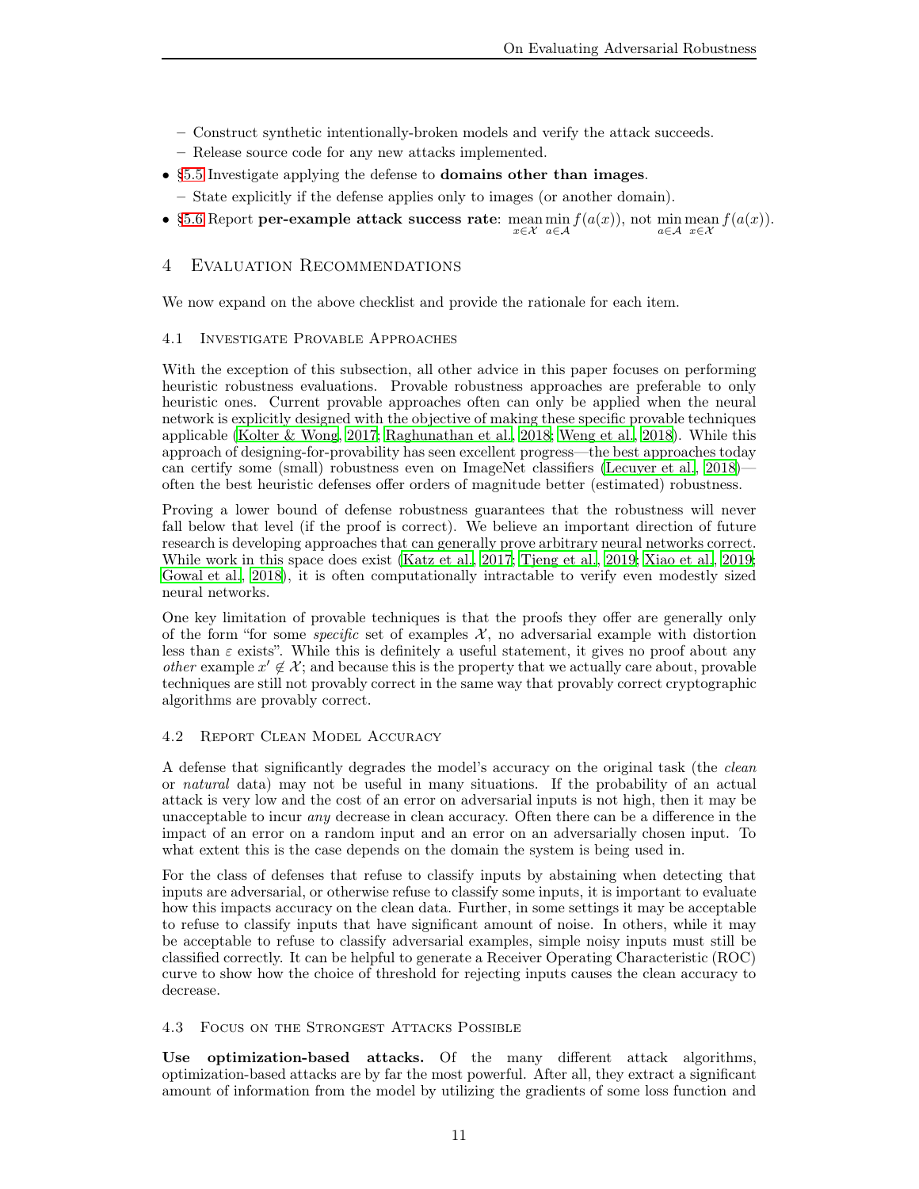- Construct synthetic intentionally-broken models and verify the attack succeeds.
  - Release source code for any new attacks implemented.
- §5.5 Investigate applying the defense to **domains other than images**.
  - State explicitly if the defense applies only to images (or another domain).
- §5.6 Report **per-example attack success rate**: $\underset{x \in \mathcal{X}}{\text{mean}} \min_{a \in \mathcal{A}} f(a(x))$, not $\min_{a \in \mathcal{A}} \underset{x \in \mathcal{X}}{\text{mean}} f(a(x))$.

# 4 Evaluation Recommendations

We now expand on the above checklist and provide the rationale for each item.

## 4.1 Investigate Provable Approaches

With the exception of this subsection, all other advice in this paper focuses on performing heuristic robustness evaluations. Provable robustness approaches are preferable to only heuristic ones. Current provable approaches often can only be applied when the neural network is explicitly designed with the objective of making these specific provable techniques applicable (Kolter & Wong, 2017; Raghunathan et al., 2018; Weng et al., 2018). While this approach of designing-for-provability has seen excellent progress—the best approaches today can certify some (small) robustness even on ImageNet classifiers (Lecuyer et al., 2018)—often the best heuristic defenses offer orders of magnitude better (estimated) robustness.

Proving a lower bound of defense robustness guarantees that the robustness will never fall below that level (if the proof is correct). We believe an important direction of future research is developing approaches that can generally prove arbitrary neural networks correct. While work in this space does exist (Katz et al., 2017; Tjeng et al., 2019; Xiao et al., 2019; Gowal et al., 2018), it is often computationally intractable to verify even modestly sized neural networks.

One key limitation of provable techniques is that the proofs they offer are generally only of the form "for some *specific* set of examples $\mathcal{X}$, no adversarial example with distortion less than $\varepsilon$ exists". While this is definitely a useful statement, it gives no proof about any *other* example $x' \notin \mathcal{X}$; and because this is the property that we actually care about, provable techniques are still not provably correct in the same way that provably correct cryptographic algorithms are provably correct.

## 4.2 Report Clean Model Accuracy

A defense that significantly degrades the model's accuracy on the original task (the *clean* or *natural* data) may not be useful in many situations. If the probability of an actual attack is very low and the cost of an error on adversarial inputs is not high, then it may be unacceptable to incur *any* decrease in clean accuracy. Often there can be a difference in the impact of an error on a random input and an error on an adversarially chosen input. To what extent this is the case depends on the domain the system is being used in.

For the class of defenses that refuse to classify inputs by abstaining when detecting that inputs are adversarial, or otherwise refuse to classify some inputs, it is important to evaluate how this impacts accuracy on the clean data. Further, in some settings it may be acceptable to refuse to classify inputs that have significant amount of noise. In others, while it may be acceptable to refuse to classify adversarial examples, simple noisy inputs must still be classified correctly. It can be helpful to generate a Receiver Operating Characteristic (ROC) curve to show how the choice of threshold for rejecting inputs causes the clean accuracy to decrease.

## 4.3 Focus on the Strongest Attacks Possible

**Use optimization-based attacks.** Of the many different attack algorithms, optimization-based attacks are by far the most powerful. After all, they extract a significant amount of information from the model by utilizing the gradients of some loss function and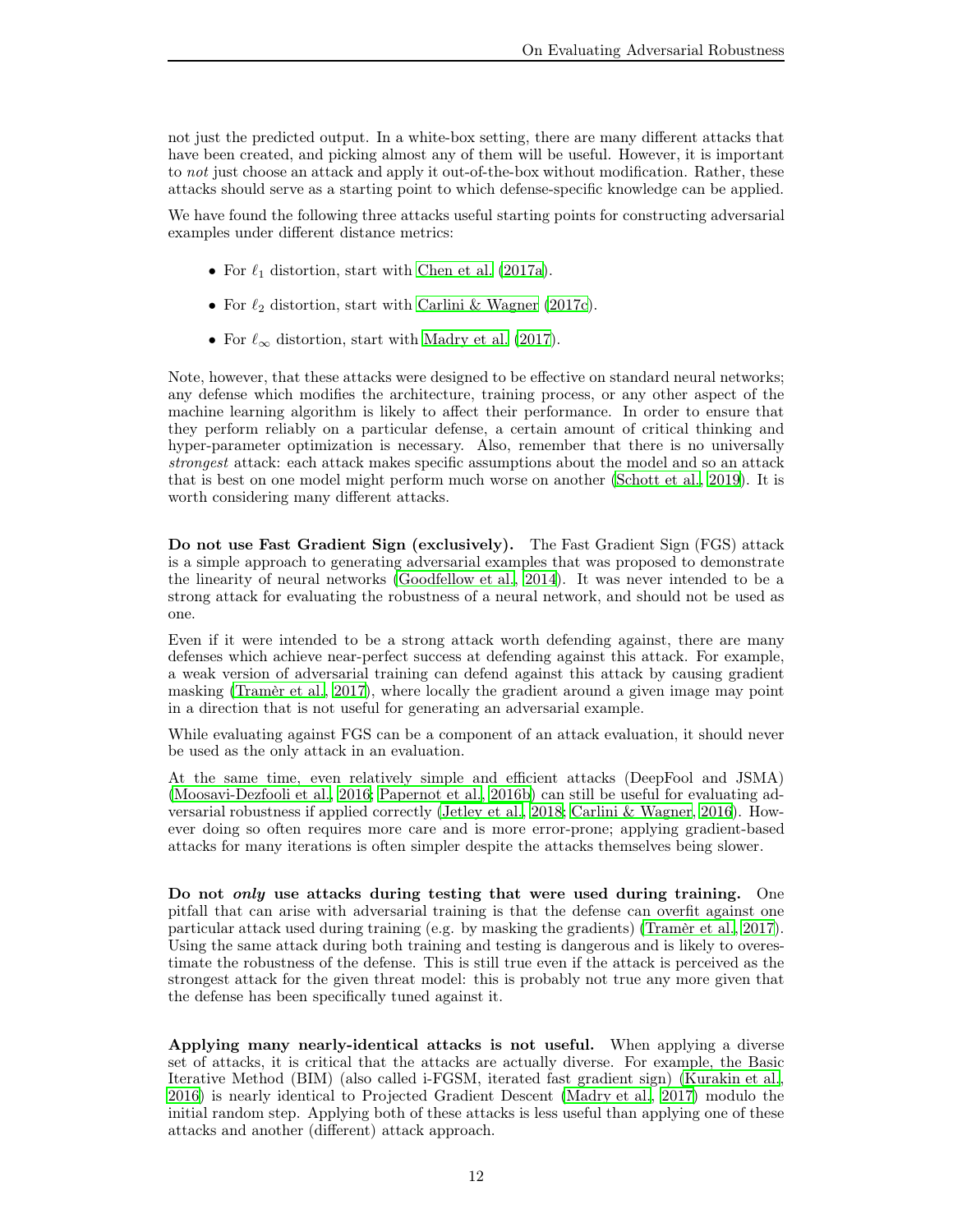not just the predicted output. In a white-box setting, there are many different attacks that have been created, and picking almost any of them will be useful. However, it is important to *not* just choose an attack and apply it out-of-the-box without modification. Rather, these attacks should serve as a starting point to which defense-specific knowledge can be applied.

We have found the following three attacks useful starting points for constructing adversarial examples under different distance metrics:

- For $\ell_1$ distortion, start with Chen et al. (2017a).
- For $\ell_2$ distortion, start with Carlini & Wagner (2017c).
- For $\ell_\infty$ distortion, start with Madry et al. (2017).

Note, however, that these attacks were designed to be effective on standard neural networks; any defense which modifies the architecture, training process, or any other aspect of the machine learning algorithm is likely to affect their performance. In order to ensure that they perform reliably on a particular defense, a certain amount of critical thinking and hyper-parameter optimization is necessary. Also, remember that there is no universally *strongest* attack: each attack makes specific assumptions about the model and so an attack that is best on one model might perform much worse on another (Schott et al., 2019). It is worth considering many different attacks.

**Do not use Fast Gradient Sign (exclusively).** The Fast Gradient Sign (FGS) attack is a simple approach to generating adversarial examples that was proposed to demonstrate the linearity of neural networks (Goodfellow et al., 2014). It was never intended to be a strong attack for evaluating the robustness of a neural network, and should not be used as one.

Even if it were intended to be a strong attack worth defending against, there are many defenses which achieve near-perfect success at defending against this attack. For example, a weak version of adversarial training can defend against this attack by causing gradient masking (Tramèr et al., 2017), where locally the gradient around a given image may point in a direction that is not useful for generating an adversarial example.

While evaluating against FGS can be a component of an attack evaluation, it should never be used as the only attack in an evaluation.

At the same time, even relatively simple and efficient attacks (DeepFool and JSMA) (Moosavi-Dezfooli et al., 2016; Papernot et al., 2016b) can still be useful for evaluating adversarial robustness if applied correctly (Jetley et al., 2018; Carlini & Wagner, 2016). However doing so often requires more care and is more error-prone; applying gradient-based attacks for many iterations is often simpler despite the attacks themselves being slower.

**Do not *only* use attacks during testing that were used during training.** One pitfall that can arise with adversarial training is that the defense can overfit against one particular attack used during training (e.g. by masking the gradients) (Tramèr et al., 2017). Using the same attack during both training and testing is dangerous and is likely to overestimate the robustness of the defense. This is still true even if the attack is perceived as the strongest attack for the given threat model: this is probably not true any more given that the defense has been specifically tuned against it.

**Applying many nearly-identical attacks is not useful.** When applying a diverse set of attacks, it is critical that the attacks are actually diverse. For example, the Basic Iterative Method (BIM) (also called i-FGSM, iterated fast gradient sign) (Kurakin et al., 2016) is nearly identical to Projected Gradient Descent (Madry et al., 2017) modulo the initial random step. Applying both of these attacks is less useful than applying one of these attacks and another (different) attack approach.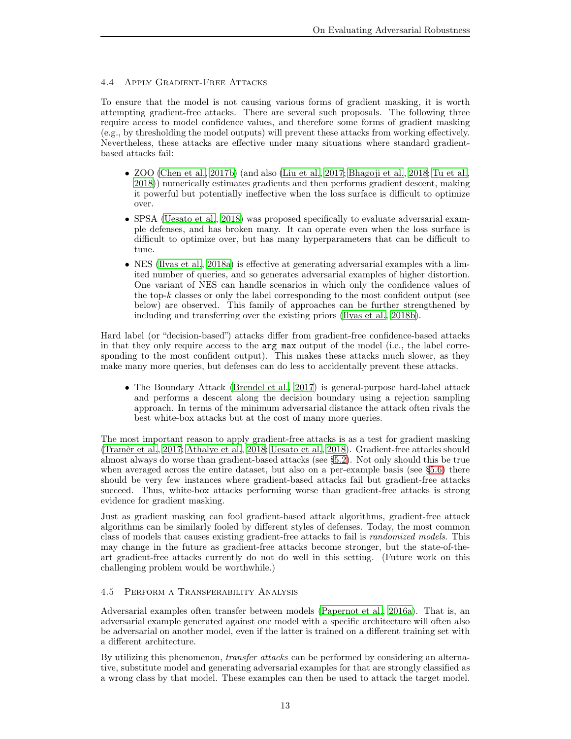### 4.4 Apply Gradient-Free Attacks

To ensure that the model is not causing various forms of gradient masking, it is worth attempting gradient-free attacks. There are several such proposals. The following three require access to model confidence values, and therefore some forms of gradient masking (e.g., by thresholding the model outputs) will prevent these attacks from working effectively. Nevertheless, these attacks are effective under many situations where standard gradient-based attacks fail:

- ZOO (Chen et al., 2017b) (and also (Liu et al., 2017; Bhagoji et al., 2018; Tu et al., 2018)) numerically estimates gradients and then performs gradient descent, making it powerful but potentially ineffective when the loss surface is difficult to optimize over.
- SPSA (Uesato et al., 2018) was proposed specifically to evaluate adversarial example defenses, and has broken many. It can operate even when the loss surface is difficult to optimize over, but has many hyperparameters that can be difficult to tune.
- NES (Ilyas et al., 2018a) is effective at generating adversarial examples with a limited number of queries, and so generates adversarial examples of higher distortion. One variant of NES can handle scenarios in which only the confidence values of the top-$k$ classes or only the label corresponding to the most confident output (see below) are observed. This family of approaches can be further strengthened by including and transferring over the existing priors (Ilyas et al., 2018b).

Hard label (or "decision-based") attacks differ from gradient-free confidence-based attacks in that they only require access to the `arg max` output of the model (i.e., the label corresponding to the most confident output). This makes these attacks much slower, as they make many more queries, but defenses can do less to accidentally prevent these attacks.

- The Boundary Attack (Brendel et al., 2017) is general-purpose hard-label attack and performs a descent along the decision boundary using a rejection sampling approach. In terms of the minimum adversarial distance the attack often rivals the best white-box attacks but at the cost of many more queries.

The most important reason to apply gradient-free attacks is as a test for gradient masking (Tramèr et al., 2017; Athalye et al., 2018; Uesato et al., 2018). Gradient-free attacks should almost always do worse than gradient-based attacks (see §5.2). Not only should this be true when averaged across the entire dataset, but also on a per-example basis (see §5.6) there should be very few instances where gradient-based attacks fail but gradient-free attacks succeed. Thus, white-box attacks performing worse than gradient-free attacks is strong evidence for gradient masking.

Just as gradient masking can fool gradient-based attack algorithms, gradient-free attack algorithms can be similarly fooled by different styles of defenses. Today, the most common class of models that causes existing gradient-free attacks to fail is *randomized models*. This may change in the future as gradient-free attacks become stronger, but the state-of-the-art gradient-free attacks currently do not do well in this setting. (Future work on this challenging problem would be worthwhile.)

### 4.5 Perform a Transferability Analysis

Adversarial examples often transfer between models (Papernot et al., 2016a). That is, an adversarial example generated against one model with a specific architecture will often also be adversarial on another model, even if the latter is trained on a different training set with a different architecture.

By utilizing this phenomenon, *transfer attacks* can be performed by considering an alternative, substitute model and generating adversarial examples for that are strongly classified as a wrong class by that model. These examples can then be used to attack the target model.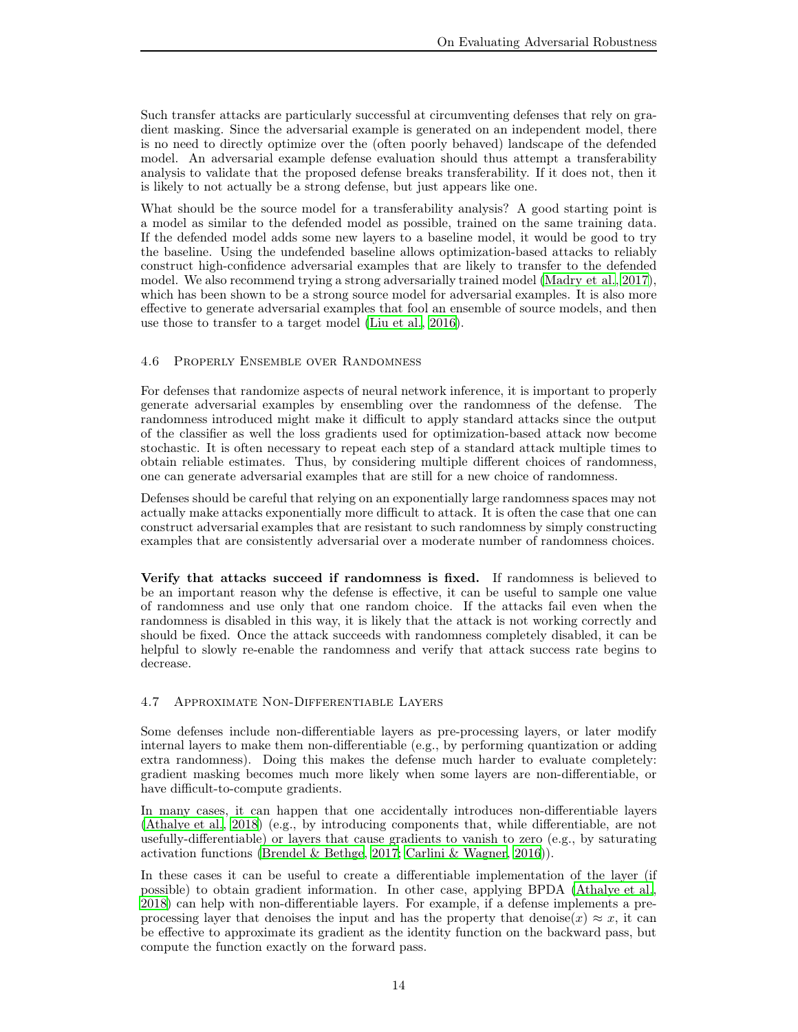Such transfer attacks are particularly successful at circumventing defenses that rely on gradient masking. Since the adversarial example is generated on an independent model, there is no need to directly optimize over the (often poorly behaved) landscape of the defended model. An adversarial example defense evaluation should thus attempt a transferability analysis to validate that the proposed defense breaks transferability. If it does not, then it is likely to not actually be a strong defense, but just appears like one.

What should be the source model for a transferability analysis? A good starting point is a model as similar to the defended model as possible, trained on the same training data. If the defended model adds some new layers to a baseline model, it would be good to try the baseline. Using the undefended baseline allows optimization-based attacks to reliably construct high-confidence adversarial examples that are likely to transfer to the defended model. We also recommend trying a strong adversarially trained model (Madry et al., 2017), which has been shown to be a strong source model for adversarial examples. It is also more effective to generate adversarial examples that fool an ensemble of source models, and then use those to transfer to a target model (Liu et al., 2016).

### 4.6 Properly Ensemble over Randomness

For defenses that randomize aspects of neural network inference, it is important to properly generate adversarial examples by ensembling over the randomness of the defense. The randomness introduced might make it difficult to apply standard attacks since the output of the classifier as well the loss gradients used for optimization-based attack now become stochastic. It is often necessary to repeat each step of a standard attack multiple times to obtain reliable estimates. Thus, by considering multiple different choices of randomness, one can generate adversarial examples that are still for a new choice of randomness.

Defenses should be careful that relying on an exponentially large randomness spaces may not actually make attacks exponentially more difficult to attack. It is often the case that one can construct adversarial examples that are resistant to such randomness by simply constructing examples that are consistently adversarial over a moderate number of randomness choices.

**Verify that attacks succeed if randomness is fixed.** If randomness is believed to be an important reason why the defense is effective, it can be useful to sample one value of randomness and use only that one random choice. If the attacks fail even when the randomness is disabled in this way, it is likely that the attack is not working correctly and should be fixed. Once the attack succeeds with randomness completely disabled, it can be helpful to slowly re-enable the randomness and verify that attack success rate begins to decrease.

### 4.7 Approximate Non-Differentiable Layers

Some defenses include non-differentiable layers as pre-processing layers, or later modify internal layers to make them non-differentiable (e.g., by performing quantization or adding extra randomness). Doing this makes the defense much harder to evaluate completely: gradient masking becomes much more likely when some layers are non-differentiable, or have difficult-to-compute gradients.

In many cases, it can happen that one accidentally introduces non-differentiable layers (Athalye et al., 2018) (e.g., by introducing components that, while differentiable, are not usefully-differentiable) or layers that cause gradients to vanish to zero (e.g., by saturating activation functions (Brendel & Bethge, 2017; Carlini & Wagner, 2016)).

In these cases it can be useful to create a differentiable implementation of the layer (if possible) to obtain gradient information. In other case, applying BPDA (Athalye et al., 2018) can help with non-differentiable layers. For example, if a defense implements a pre-processing layer that denoises the input and has the property that $\text{denoise}(x) \approx x$, it can be effective to approximate its gradient as the identity function on the backward pass, but compute the function exactly on the forward pass.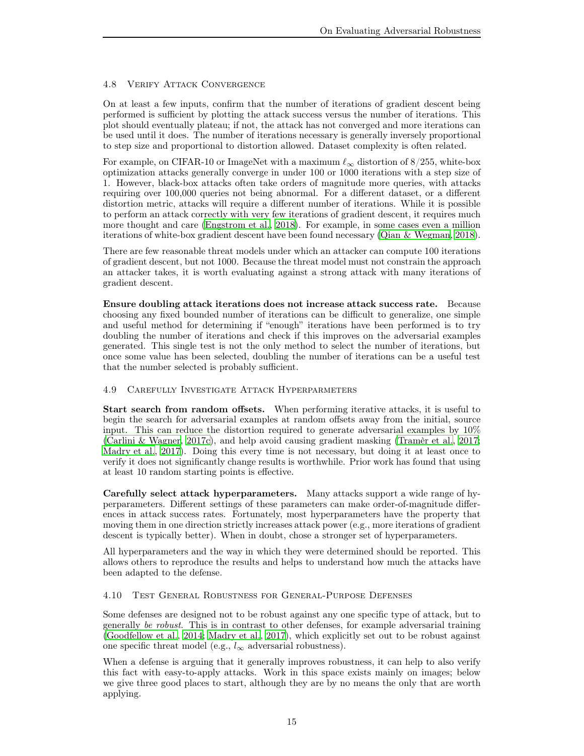### 4.8 Verify Attack Convergence

On at least a few inputs, confirm that the number of iterations of gradient descent being performed is sufficient by plotting the attack success versus the number of iterations. This plot should eventually plateau; if not, the attack has not converged and more iterations can be used until it does. The number of iterations necessary is generally inversely proportional to step size and proportional to distortion allowed. Dataset complexity is often related.

For example, on CIFAR-10 or ImageNet with a maximum $\ell_\infty$ distortion of 8/255, white-box optimization attacks generally converge in under 100 or 1000 iterations with a step size of 1. However, black-box attacks often take orders of magnitude more queries, with attacks requiring over 100,000 queries not being abnormal. For a different dataset, or a different distortion metric, attacks will require a different number of iterations. While it is possible to perform an attack correctly with very few iterations of gradient descent, it requires much more thought and care (Engstrom et al., 2018). For example, in some cases even a million iterations of white-box gradient descent have been found necessary (Qian & Wegman, 2018).

There are few reasonable threat models under which an attacker can compute 100 iterations of gradient descent, but not 1000. Because the threat model must not constrain the approach an attacker takes, it is worth evaluating against a strong attack with many iterations of gradient descent.

**Ensure doubling attack iterations does not increase attack success rate.** Because choosing any fixed bounded number of iterations can be difficult to generalize, one simple and useful method for determining if "enough" iterations have been performed is to try doubling the number of iterations and check if this improves on the adversarial examples generated. This single test is not the only method to select the number of iterations, but once some value has been selected, doubling the number of iterations can be a useful test that the number selected is probably sufficient.

### 4.9 Carefully Investigate Attack Hyperparmeters

**Start search from random offsets.** When performing iterative attacks, it is useful to begin the search for adversarial examples at random offsets away from the initial, source input. This can reduce the distortion required to generate adversarial examples by 10% (Carlini & Wagner, 2017c), and help avoid causing gradient masking (Tramèr et al., 2017; Madry et al., 2017). Doing this every time is not necessary, but doing it at least once to verify it does not significantly change results is worthwhile. Prior work has found that using at least 10 random starting points is effective.

**Carefully select attack hyperparameters.** Many attacks support a wide range of hyperparameters. Different settings of these parameters can make order-of-magnitude differences in attack success rates. Fortunately, most hyperparameters have the property that moving them in one direction strictly increases attack power (e.g., more iterations of gradient descent is typically better). When in doubt, chose a stronger set of hyperparameters.

All hyperparameters and the way in which they were determined should be reported. This allows others to reproduce the results and helps to understand how much the attacks have been adapted to the defense.

### 4.10 Test General Robustness for General-Purpose Defenses

Some defenses are designed not to be robust against any one specific type of attack, but to generally *be robust*. This is in contrast to other defenses, for example adversarial training (Goodfellow et al., 2014; Madry et al., 2017), which explicitly set out to be robust against one specific threat model (e.g., $l_\infty$ adversarial robustness).

When a defense is arguing that it generally improves robustness, it can help to also verify this fact with easy-to-apply attacks. Work in this space exists mainly on images; below we give three good places to start, although they are by no means the only that are worth applying.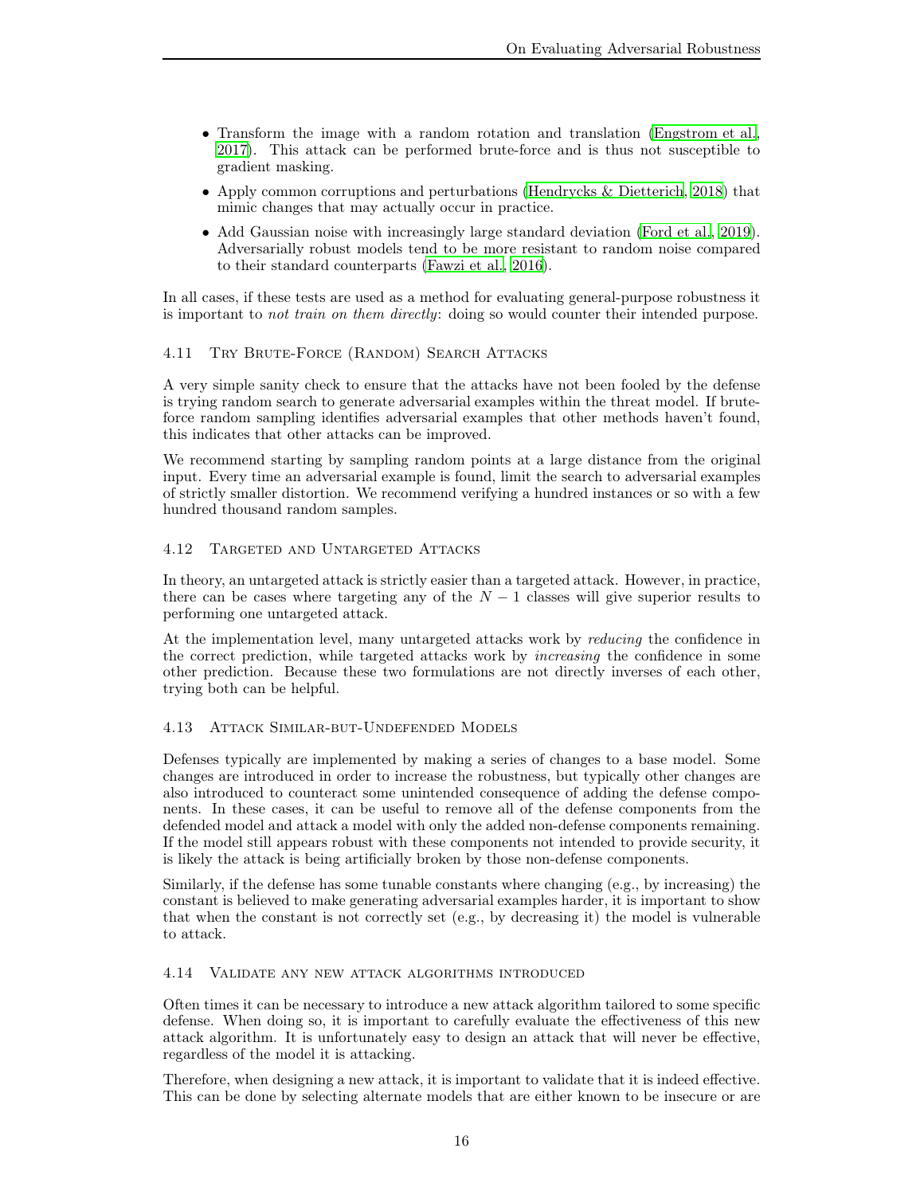- Transform the image with a random rotation and translation (Engstrom et al., 2017). This attack can be performed brute-force and is thus not susceptible to gradient masking.
- Apply common corruptions and perturbations (Hendrycks & Dietterich, 2018) that mimic changes that may actually occur in practice.
- Add Gaussian noise with increasingly large standard deviation (Ford et al., 2019). Adversarially robust models tend to be more resistant to random noise compared to their standard counterparts (Fawzi et al., 2016).

In all cases, if these tests are used as a method for evaluating general-purpose robustness it is important to *not train on them directly*: doing so would counter their intended purpose.

### 4.11 Try Brute-Force (Random) Search Attacks

A very simple sanity check to ensure that the attacks have not been fooled by the defense is trying random search to generate adversarial examples within the threat model. If brute-force random sampling identifies adversarial examples that other methods haven't found, this indicates that other attacks can be improved.

We recommend starting by sampling random points at a large distance from the original input. Every time an adversarial example is found, limit the search to adversarial examples of strictly smaller distortion. We recommend verifying a hundred instances or so with a few hundred thousand random samples.

### 4.12 Targeted and Untargeted Attacks

In theory, an untargeted attack is strictly easier than a targeted attack. However, in practice, there can be cases where targeting any of the $N-1$ classes will give superior results to performing one untargeted attack.

At the implementation level, many untargeted attacks work by *reducing* the confidence in the correct prediction, while targeted attacks work by *increasing* the confidence in some other prediction. Because these two formulations are not directly inverses of each other, trying both can be helpful.

### 4.13 Attack Similar-but-Undefended Models

Defenses typically are implemented by making a series of changes to a base model. Some changes are introduced in order to increase the robustness, but typically other changes are also introduced to counteract some unintended consequence of adding the defense components. In these cases, it can be useful to remove all of the defense components from the defended model and attack a model with only the added non-defense components remaining. If the model still appears robust with these components not intended to provide security, it is likely the attack is being artificially broken by those non-defense components.

Similarly, if the defense has some tunable constants where changing (e.g., by increasing) the constant is believed to make generating adversarial examples harder, it is important to show that when the constant is not correctly set (e.g., by decreasing it) the model is vulnerable to attack.

### 4.14 Validate any new attack algorithms introduced

Often times it can be necessary to introduce a new attack algorithm tailored to some specific defense. When doing so, it is important to carefully evaluate the effectiveness of this new attack algorithm. It is unfortunately easy to design an attack that will never be effective, regardless of the model it is attacking.

Therefore, when designing a new attack, it is important to validate that it is indeed effective. This can be done by selecting alternate models that are either known to be insecure or are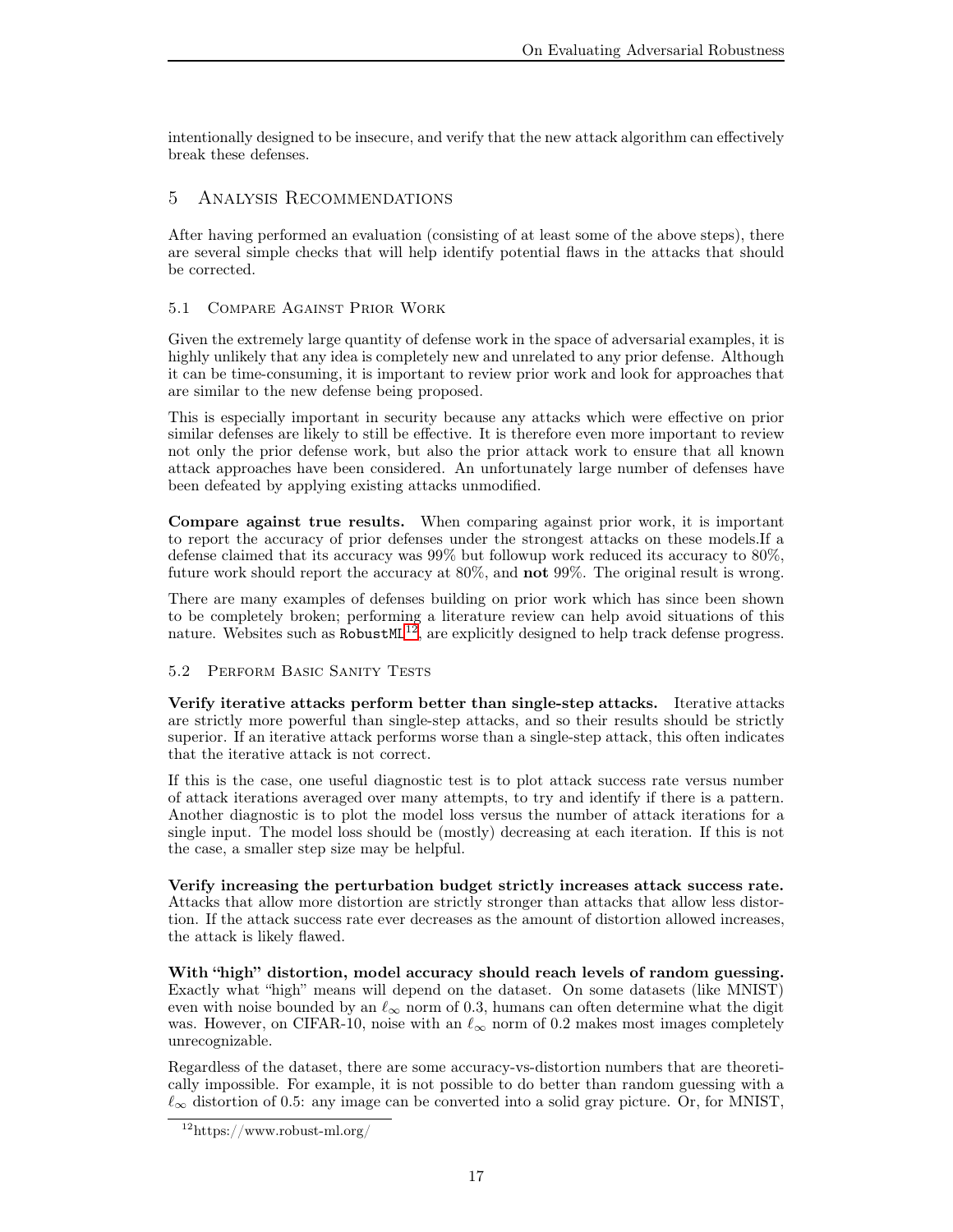intentionally designed to be insecure, and verify that the new attack algorithm can effectively break these defenses.

## 5 Analysis Recommendations

After having performed an evaluation (consisting of at least some of the above steps), there are several simple checks that will help identify potential flaws in the attacks that should be corrected.

### 5.1 Compare Against Prior Work

Given the extremely large quantity of defense work in the space of adversarial examples, it is highly unlikely that any idea is completely new and unrelated to any prior defense. Although it can be time-consuming, it is important to review prior work and look for approaches that are similar to the new defense being proposed.

This is especially important in security because any attacks which were effective on prior similar defenses are likely to still be effective. It is therefore even more important to review not only the prior defense work, but also the prior attack work to ensure that all known attack approaches have been considered. An unfortunately large number of defenses have been defeated by applying existing attacks unmodified.

**Compare against true results.** When comparing against prior work, it is important to report the accuracy of prior defenses under the strongest attacks on these models.If a defense claimed that its accuracy was 99% but followup work reduced its accuracy to 80%, future work should report the accuracy at 80%, and **not** 99%. The original result is wrong.

There are many examples of defenses building on prior work which has since been shown to be completely broken; performing a literature review can help avoid situations of this nature. Websites such as `RobustML`[12], are explicitly designed to help track defense progress.

### 5.2 Perform Basic Sanity Tests

**Verify iterative attacks perform better than single-step attacks.** Iterative attacks are strictly more powerful than single-step attacks, and so their results should be strictly superior. If an iterative attack performs worse than a single-step attack, this often indicates that the iterative attack is not correct.

If this is the case, one useful diagnostic test is to plot attack success rate versus number of attack iterations averaged over many attempts, to try and identify if there is a pattern. Another diagnostic is to plot the model loss versus the number of attack iterations for a single input. The model loss should be (mostly) decreasing at each iteration. If this is not the case, a smaller step size may be helpful.

**Verify increasing the perturbation budget strictly increases attack success rate.** Attacks that allow more distortion are strictly stronger than attacks that allow less distortion. If the attack success rate ever decreases as the amount of distortion allowed increases, the attack is likely flawed.

**With "high" distortion, model accuracy should reach levels of random guessing.** Exactly what "high" means will depend on the dataset. On some datasets (like MNIST) even with noise bounded by an $\ell_\infty$ norm of 0.3, humans can often determine what the digit was. However, on CIFAR-10, noise with an $\ell_\infty$ norm of 0.2 makes most images completely unrecognizable.

Regardless of the dataset, there are some accuracy-vs-distortion numbers that are theoretically impossible. For example, it is not possible to do better than random guessing with a $\ell_\infty$ distortion of 0.5: any image can be converted into a solid gray picture. Or, for MNIST,

[12] https://www.robust-ml.org/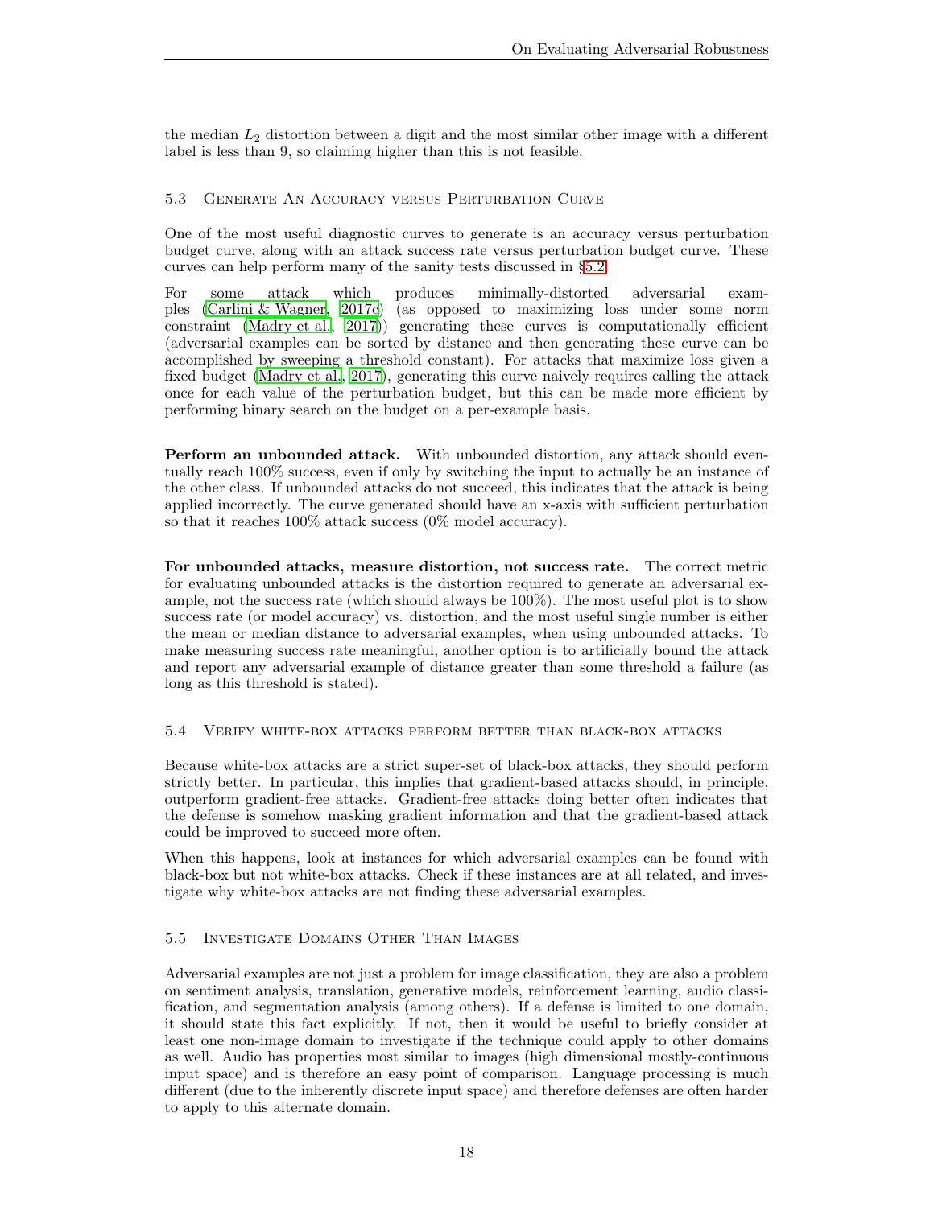the median $L_2$ distortion between a digit and the most similar other image with a different label is less than 9, so claiming higher than this is not feasible.

### 5.3 Generate An Accuracy versus Perturbation Curve

One of the most useful diagnostic curves to generate is an accuracy versus perturbation budget curve, along with an attack success rate versus perturbation budget curve. These curves can help perform many of the sanity tests discussed in §5.2.

For some attack which produces minimally-distorted adversarial examples (Carlini & Wagner, 2017c) (as opposed to maximizing loss under some norm constraint (Madry et al., 2017)) generating these curves is computationally efficient (adversarial examples can be sorted by distance and then generating these curve can be accomplished by sweeping a threshold constant). For attacks that maximize loss given a fixed budget (Madry et al., 2017), generating this curve naively requires calling the attack once for each value of the perturbation budget, but this can be made more efficient by performing binary search on the budget on a per-example basis.

**Perform an unbounded attack.** With unbounded distortion, any attack should eventually reach 100% success, even if only by switching the input to actually be an instance of the other class. If unbounded attacks do not succeed, this indicates that the attack is being applied incorrectly. The curve generated should have an x-axis with sufficient perturbation so that it reaches 100% attack success (0% model accuracy).

**For unbounded attacks, measure distortion, not success rate.** The correct metric for evaluating unbounded attacks is the distortion required to generate an adversarial example, not the success rate (which should always be 100%). The most useful plot is to show success rate (or model accuracy) vs. distortion, and the most useful single number is either the mean or median distance to adversarial examples, when using unbounded attacks. To make measuring success rate meaningful, another option is to artificially bound the attack and report any adversarial example of distance greater than some threshold a failure (as long as this threshold is stated).

### 5.4 Verify white-box attacks perform better than black-box attacks

Because white-box attacks are a strict super-set of black-box attacks, they should perform strictly better. In particular, this implies that gradient-based attacks should, in principle, outperform gradient-free attacks. Gradient-free attacks doing better often indicates that the defense is somehow masking gradient information and that the gradient-based attack could be improved to succeed more often.

When this happens, look at instances for which adversarial examples can be found with black-box but not white-box attacks. Check if these instances are at all related, and investigate why white-box attacks are not finding these adversarial examples.

### 5.5 Investigate Domains Other Than Images

Adversarial examples are not just a problem for image classification, they are also a problem on sentiment analysis, translation, generative models, reinforcement learning, audio classification, and segmentation analysis (among others). If a defense is limited to one domain, it should state this fact explicitly. If not, then it would be useful to briefly consider at least one non-image domain to investigate if the technique could apply to other domains as well. Audio has properties most similar to images (high dimensional mostly-continuous input space) and is therefore an easy point of comparison. Language processing is much different (due to the inherently discrete input space) and therefore defenses are often harder to apply to this alternate domain.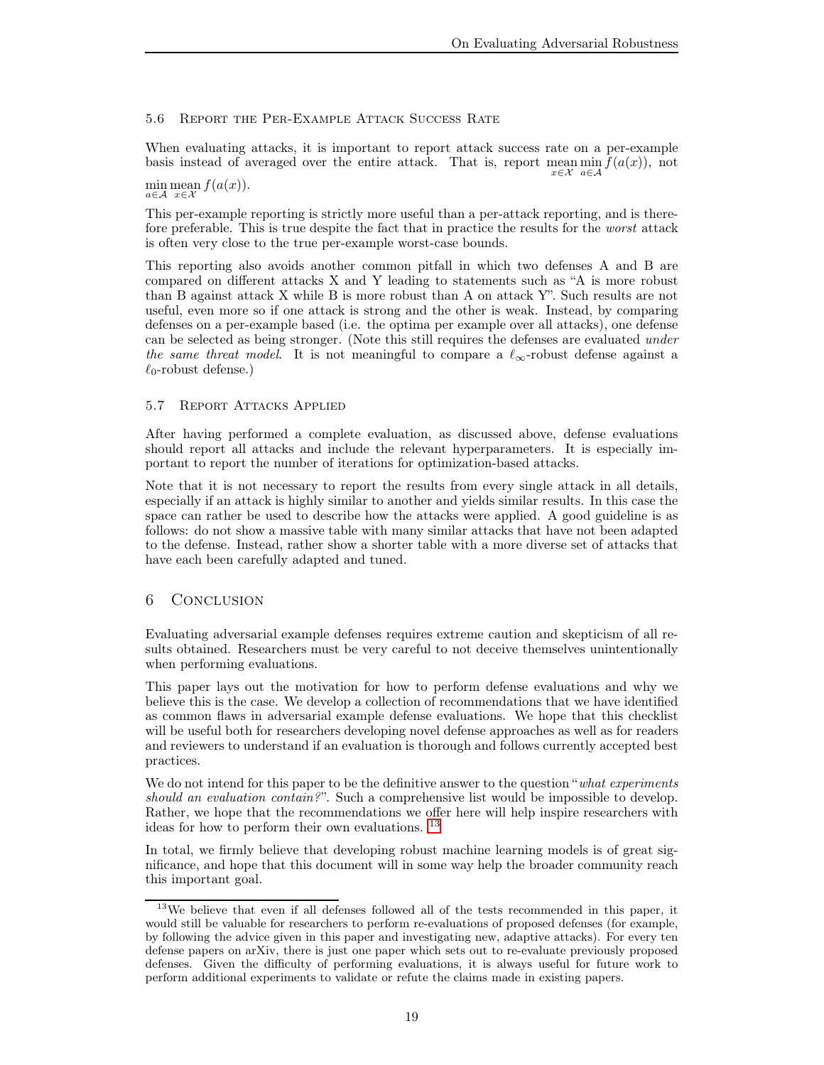### 5.6 Report the Per-Example Attack Success Rate

When evaluating attacks, it is important to report attack success rate on a per-example basis instead of averaged over the entire attack. That is, report $\underset{x \in \mathcal{X}}{\text{mean}} \min_{a \in \mathcal{A}} f(a(x))$, not $\min_{a \in \mathcal{A}} \underset{x \in \mathcal{X}}{\text{mean}} f(a(x))$.

This per-example reporting is strictly more useful than a per-attack reporting, and is therefore preferable. This is true despite the fact that in practice the results for the *worst* attack is often very close to the true per-example worst-case bounds.

This reporting also avoids another common pitfall in which two defenses A and B are compared on different attacks X and Y leading to statements such as "A is more robust than B against attack X while B is more robust than A on attack Y". Such results are not useful, even more so if one attack is strong and the other is weak. Instead, by comparing defenses on a per-example based (i.e. the optima per example over all attacks), one defense can be selected as being stronger. (Note this still requires the defenses are evaluated *under the same threat model*. It is not meaningful to compare a $\ell_\infty$-robust defense against a $\ell_0$-robust defense.)

### 5.7 Report Attacks Applied

After having performed a complete evaluation, as discussed above, defense evaluations should report all attacks and include the relevant hyperparameters. It is especially important to report the number of iterations for optimization-based attacks.

Note that it is not necessary to report the results from every single attack in all details, especially if an attack is highly similar to another and yields similar results. In this case the space can rather be used to describe how the attacks were applied. A good guideline is as follows: do not show a massive table with many similar attacks that have not been adapted to the defense. Instead, rather show a shorter table with a more diverse set of attacks that have each been carefully adapted and tuned.

## 6 Conclusion

Evaluating adversarial example defenses requires extreme caution and skepticism of all results obtained. Researchers must be very careful to not deceive themselves unintentionally when performing evaluations.

This paper lays out the motivation for how to perform defense evaluations and why we believe this is the case. We develop a collection of recommendations that we have identified as common flaws in adversarial example defense evaluations. We hope that this checklist will be useful both for researchers developing novel defense approaches as well as for readers and reviewers to understand if an evaluation is thorough and follows currently accepted best practices.

We do not intend for this paper to be the definitive answer to the question "*what experiments should an evaluation contain?*". Such a comprehensive list would be impossible to develop. Rather, we hope that the recommendations we offer here will help inspire researchers with ideas for how to perform their own evaluations. [13]

In total, we firmly believe that developing robust machine learning models is of great significance, and hope that this document will in some way help the broader community reach this important goal.

[13] We believe that even if all defenses followed all of the tests recommended in this paper, it would still be valuable for researchers to perform re-evaluations of proposed defenses (for example, by following the advice given in this paper and investigating new, adaptive attacks). For every ten defense papers on arXiv, there is just one paper which sets out to re-evaluate previously proposed defenses. Given the difficulty of performing evaluations, it is always useful for future work to perform additional experiments to validate or refute the claims made in existing papers.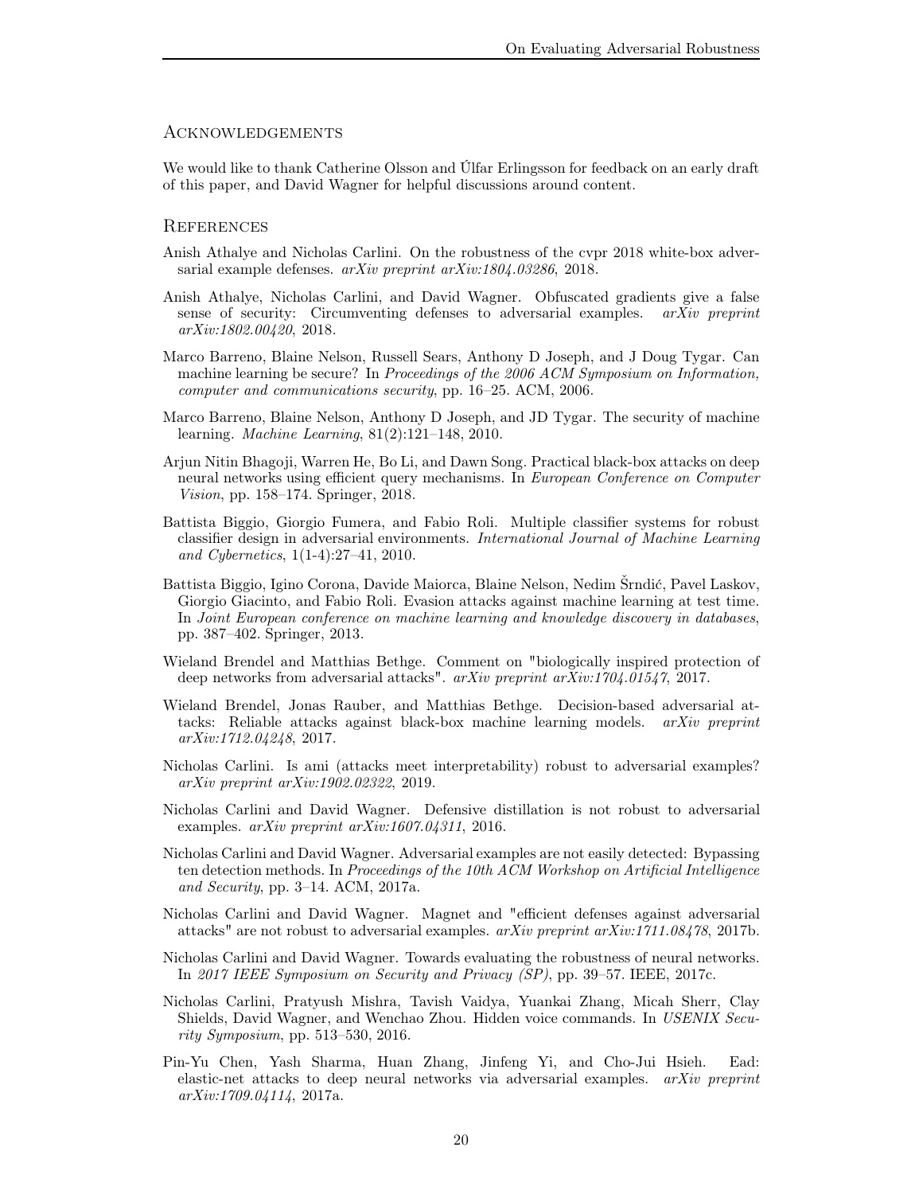## Acknowledgements

We would like to thank Catherine Olsson and Úlfar Erlingsson for feedback on an early draft of this paper, and David Wagner for helpful discussions around content.

## References

Anish Athalye and Nicholas Carlini. On the robustness of the cvpr 2018 white-box adversarial example defenses. *arXiv preprint arXiv:1804.03286*, 2018.

Anish Athalye, Nicholas Carlini, and David Wagner. Obfuscated gradients give a false sense of security: Circumventing defenses to adversarial examples. *arXiv preprint arXiv:1802.00420*, 2018.

Marco Barreno, Blaine Nelson, Russell Sears, Anthony D Joseph, and J Doug Tygar. Can machine learning be secure? In *Proceedings of the 2006 ACM Symposium on Information, computer and communications security*, pp. 16–25. ACM, 2006.

Marco Barreno, Blaine Nelson, Anthony D Joseph, and JD Tygar. The security of machine learning. *Machine Learning*, 81(2):121–148, 2010.

Arjun Nitin Bhagoji, Warren He, Bo Li, and Dawn Song. Practical black-box attacks on deep neural networks using efficient query mechanisms. In *European Conference on Computer Vision*, pp. 158–174. Springer, 2018.

Battista Biggio, Giorgio Fumera, and Fabio Roli. Multiple classifier systems for robust classifier design in adversarial environments. *International Journal of Machine Learning and Cybernetics*, 1(1-4):27–41, 2010.

Battista Biggio, Igino Corona, Davide Maiorca, Blaine Nelson, Nedim Šrndić, Pavel Laskov, Giorgio Giacinto, and Fabio Roli. Evasion attacks against machine learning at test time. In *Joint European conference on machine learning and knowledge discovery in databases*, pp. 387–402. Springer, 2013.

Wieland Brendel and Matthias Bethge. Comment on "biologically inspired protection of deep networks from adversarial attacks". *arXiv preprint arXiv:1704.01547*, 2017.

Wieland Brendel, Jonas Rauber, and Matthias Bethge. Decision-based adversarial attacks: Reliable attacks against black-box machine learning models. *arXiv preprint arXiv:1712.04248*, 2017.

Nicholas Carlini. Is ami (attacks meet interpretability) robust to adversarial examples? *arXiv preprint arXiv:1902.02322*, 2019.

Nicholas Carlini and David Wagner. Defensive distillation is not robust to adversarial examples. *arXiv preprint arXiv:1607.04311*, 2016.

Nicholas Carlini and David Wagner. Adversarial examples are not easily detected: Bypassing ten detection methods. In *Proceedings of the 10th ACM Workshop on Artificial Intelligence and Security*, pp. 3–14. ACM, 2017a.

Nicholas Carlini and David Wagner. Magnet and "efficient defenses against adversarial attacks" are not robust to adversarial examples. *arXiv preprint arXiv:1711.08478*, 2017b.

Nicholas Carlini and David Wagner. Towards evaluating the robustness of neural networks. In *2017 IEEE Symposium on Security and Privacy (SP)*, pp. 39–57. IEEE, 2017c.

Nicholas Carlini, Pratyush Mishra, Tavish Vaidya, Yuankai Zhang, Micah Sherr, Clay Shields, David Wagner, and Wenchao Zhou. Hidden voice commands. In *USENIX Security Symposium*, pp. 513–530, 2016.

Pin-Yu Chen, Yash Sharma, Huan Zhang, Jinfeng Yi, and Cho-Jui Hsieh. Ead: elastic-net attacks to deep neural networks via adversarial examples. *arXiv preprint arXiv:1709.04114*, 2017a.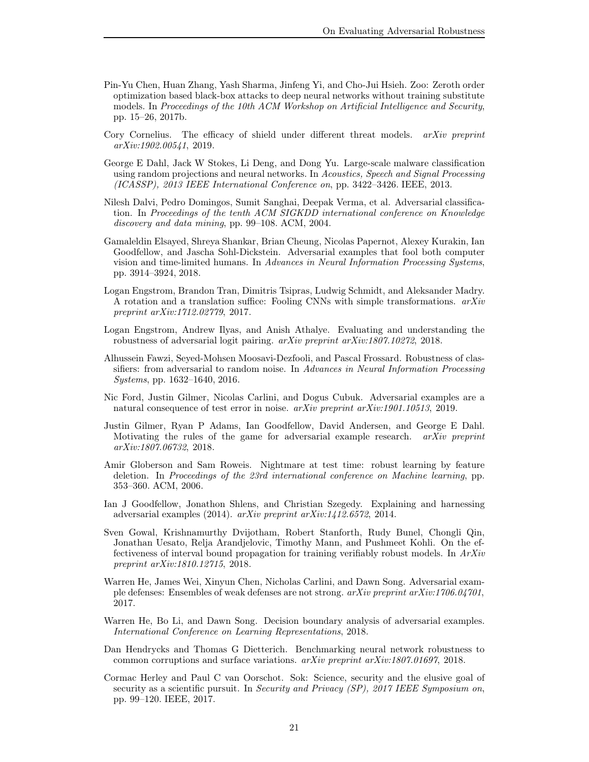Pin-Yu Chen, Huan Zhang, Yash Sharma, Jinfeng Yi, and Cho-Jui Hsieh. Zoo: Zeroth order optimization based black-box attacks to deep neural networks without training substitute models. In *Proceedings of the 10th ACM Workshop on Artificial Intelligence and Security*, pp. 15–26, 2017b.

Cory Cornelius. The efficacy of shield under different threat models. *arXiv preprint arXiv:1902.00541*, 2019.

George E Dahl, Jack W Stokes, Li Deng, and Dong Yu. Large-scale malware classification using random projections and neural networks. In *Acoustics, Speech and Signal Processing (ICASSP), 2013 IEEE International Conference on*, pp. 3422–3426. IEEE, 2013.

Nilesh Dalvi, Pedro Domingos, Sumit Sanghai, Deepak Verma, et al. Adversarial classification. In *Proceedings of the tenth ACM SIGKDD international conference on Knowledge discovery and data mining*, pp. 99–108. ACM, 2004.

Gamaleldin Elsayed, Shreya Shankar, Brian Cheung, Nicolas Papernot, Alexey Kurakin, Ian Goodfellow, and Jascha Sohl-Dickstein. Adversarial examples that fool both computer vision and time-limited humans. In *Advances in Neural Information Processing Systems*, pp. 3914–3924, 2018.

Logan Engstrom, Brandon Tran, Dimitris Tsipras, Ludwig Schmidt, and Aleksander Madry. A rotation and a translation suffice: Fooling CNNs with simple transformations. *arXiv preprint arXiv:1712.02779*, 2017.

Logan Engstrom, Andrew Ilyas, and Anish Athalye. Evaluating and understanding the robustness of adversarial logit pairing. *arXiv preprint arXiv:1807.10272*, 2018.

Alhussein Fawzi, Seyed-Mohsen Moosavi-Dezfooli, and Pascal Frossard. Robustness of classifiers: from adversarial to random noise. In *Advances in Neural Information Processing Systems*, pp. 1632–1640, 2016.

Nic Ford, Justin Gilmer, Nicolas Carlini, and Dogus Cubuk. Adversarial examples are a natural consequence of test error in noise. *arXiv preprint arXiv:1901.10513*, 2019.

Justin Gilmer, Ryan P Adams, Ian Goodfellow, David Andersen, and George E Dahl. Motivating the rules of the game for adversarial example research. *arXiv preprint arXiv:1807.06732*, 2018.

Amir Globerson and Sam Roweis. Nightmare at test time: robust learning by feature deletion. In *Proceedings of the 23rd international conference on Machine learning*, pp. 353–360. ACM, 2006.

Ian J Goodfellow, Jonathon Shlens, and Christian Szegedy. Explaining and harnessing adversarial examples (2014). *arXiv preprint arXiv:1412.6572*, 2014.

Sven Gowal, Krishnamurthy Dvijotham, Robert Stanforth, Rudy Bunel, Chongli Qin, Jonathan Uesato, Relja Arandjelovic, Timothy Mann, and Pushmeet Kohli. On the effectiveness of interval bound propagation for training verifiably robust models. In *ArXiv preprint arXiv:1810.12715*, 2018.

Warren He, James Wei, Xinyun Chen, Nicholas Carlini, and Dawn Song. Adversarial example defenses: Ensembles of weak defenses are not strong. *arXiv preprint arXiv:1706.04701*, 2017.

Warren He, Bo Li, and Dawn Song. Decision boundary analysis of adversarial examples. *International Conference on Learning Representations*, 2018.

Dan Hendrycks and Thomas G Dietterich. Benchmarking neural network robustness to common corruptions and surface variations. *arXiv preprint arXiv:1807.01697*, 2018.

Cormac Herley and Paul C van Oorschot. Sok: Science, security and the elusive goal of security as a scientific pursuit. In *Security and Privacy (SP), 2017 IEEE Symposium on*, pp. 99–120. IEEE, 2017.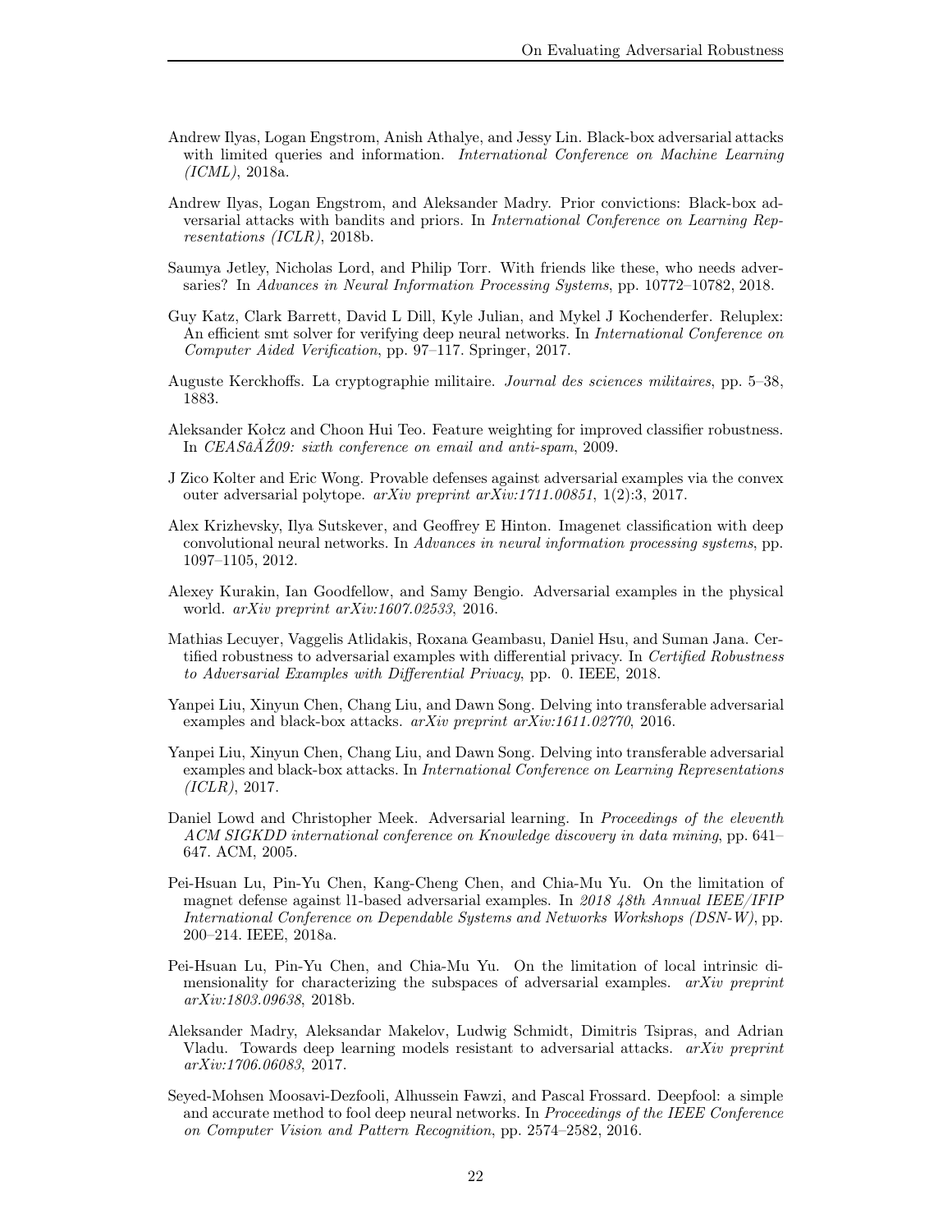Andrew Ilyas, Logan Engstrom, Anish Athalye, and Jessy Lin. Black-box adversarial attacks with limited queries and information. *International Conference on Machine Learning (ICML)*, 2018a.

Andrew Ilyas, Logan Engstrom, and Aleksander Madry. Prior convictions: Black-box adversarial attacks with bandits and priors. In *International Conference on Learning Representations (ICLR)*, 2018b.

Saumya Jetley, Nicholas Lord, and Philip Torr. With friends like these, who needs adversaries? In *Advances in Neural Information Processing Systems*, pp. 10772–10782, 2018.

Guy Katz, Clark Barrett, David L Dill, Kyle Julian, and Mykel J Kochenderfer. Reluplex: An efficient smt solver for verifying deep neural networks. In *International Conference on Computer Aided Verification*, pp. 97–117. Springer, 2017.

Auguste Kerckhoffs. La cryptographie militaire. *Journal des sciences militaires*, pp. 5–38, 1883.

Aleksander Kołcz and Choon Hui Teo. Feature weighting for improved classifier robustness. In *CEASâĂŹ09: sixth conference on email and anti-spam*, 2009.

J Zico Kolter and Eric Wong. Provable defenses against adversarial examples via the convex outer adversarial polytope. *arXiv preprint arXiv:1711.00851*, 1(2):3, 2017.

Alex Krizhevsky, Ilya Sutskever, and Geoffrey E Hinton. Imagenet classification with deep convolutional neural networks. In *Advances in neural information processing systems*, pp. 1097–1105, 2012.

Alexey Kurakin, Ian Goodfellow, and Samy Bengio. Adversarial examples in the physical world. *arXiv preprint arXiv:1607.02533*, 2016.

Mathias Lecuyer, Vaggelis Atlidakis, Roxana Geambasu, Daniel Hsu, and Suman Jana. Certified robustness to adversarial examples with differential privacy. In *Certified Robustness to Adversarial Examples with Differential Privacy*, pp. 0. IEEE, 2018.

Yanpei Liu, Xinyun Chen, Chang Liu, and Dawn Song. Delving into transferable adversarial examples and black-box attacks. *arXiv preprint arXiv:1611.02770*, 2016.

Yanpei Liu, Xinyun Chen, Chang Liu, and Dawn Song. Delving into transferable adversarial examples and black-box attacks. In *International Conference on Learning Representations (ICLR)*, 2017.

Daniel Lowd and Christopher Meek. Adversarial learning. In *Proceedings of the eleventh ACM SIGKDD international conference on Knowledge discovery in data mining*, pp. 641–647. ACM, 2005.

Pei-Hsuan Lu, Pin-Yu Chen, Kang-Cheng Chen, and Chia-Mu Yu. On the limitation of magnet defense against l1-based adversarial examples. In *2018 48th Annual IEEE/IFIP International Conference on Dependable Systems and Networks Workshops (DSN-W)*, pp. 200–214. IEEE, 2018a.

Pei-Hsuan Lu, Pin-Yu Chen, and Chia-Mu Yu. On the limitation of local intrinsic dimensionality for characterizing the subspaces of adversarial examples. *arXiv preprint arXiv:1803.09638*, 2018b.

Aleksander Madry, Aleksandar Makelov, Ludwig Schmidt, Dimitris Tsipras, and Adrian Vladu. Towards deep learning models resistant to adversarial attacks. *arXiv preprint arXiv:1706.06083*, 2017.

Seyed-Mohsen Moosavi-Dezfooli, Alhussein Fawzi, and Pascal Frossard. Deepfool: a simple and accurate method to fool deep neural networks. In *Proceedings of the IEEE Conference on Computer Vision and Pattern Recognition*, pp. 2574–2582, 2016.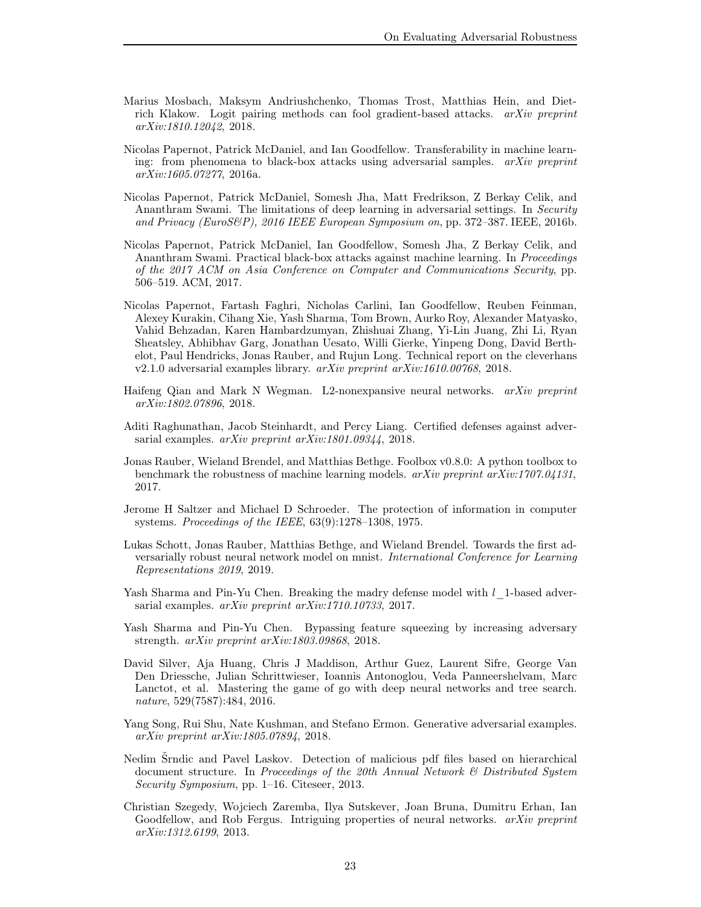Marius Mosbach, Maksym Andriushchenko, Thomas Trost, Matthias Hein, and Dietrich Klakow. Logit pairing methods can fool gradient-based attacks. *arXiv preprint arXiv:1810.12042*, 2018.

Nicolas Papernot, Patrick McDaniel, and Ian Goodfellow. Transferability in machine learning: from phenomena to black-box attacks using adversarial samples. *arXiv preprint arXiv:1605.07277*, 2016a.

Nicolas Papernot, Patrick McDaniel, Somesh Jha, Matt Fredrikson, Z Berkay Celik, and Ananthram Swami. The limitations of deep learning in adversarial settings. In *Security and Privacy (EuroS&P), 2016 IEEE European Symposium on*, pp. 372–387. IEEE, 2016b.

Nicolas Papernot, Patrick McDaniel, Ian Goodfellow, Somesh Jha, Z Berkay Celik, and Ananthram Swami. Practical black-box attacks against machine learning. In *Proceedings of the 2017 ACM on Asia Conference on Computer and Communications Security*, pp. 506–519. ACM, 2017.

Nicolas Papernot, Fartash Faghri, Nicholas Carlini, Ian Goodfellow, Reuben Feinman, Alexey Kurakin, Cihang Xie, Yash Sharma, Tom Brown, Aurko Roy, Alexander Matyasko, Vahid Behzadan, Karen Hambardzumyan, Zhishuai Zhang, Yi-Lin Juang, Zhi Li, Ryan Sheatsley, Abhibhav Garg, Jonathan Uesato, Willi Gierke, Yinpeng Dong, David Berthelot, Paul Hendricks, Jonas Rauber, and Rujun Long. Technical report on the cleverhans v2.1.0 adversarial examples library. *arXiv preprint arXiv:1610.00768*, 2018.

Haifeng Qian and Mark N Wegman. L2-nonexpansive neural networks. *arXiv preprint arXiv:1802.07896*, 2018.

Aditi Raghunathan, Jacob Steinhardt, and Percy Liang. Certified defenses against adversarial examples. *arXiv preprint arXiv:1801.09344*, 2018.

Jonas Rauber, Wieland Brendel, and Matthias Bethge. Foolbox v0.8.0: A python toolbox to benchmark the robustness of machine learning models. *arXiv preprint arXiv:1707.04131*, 2017.

Jerome H Saltzer and Michael D Schroeder. The protection of information in computer systems. *Proceedings of the IEEE*, 63(9):1278–1308, 1975.

Lukas Schott, Jonas Rauber, Matthias Bethge, and Wieland Brendel. Towards the first adversarially robust neural network model on mnist. *International Conference for Learning Representations 2019*, 2019.

Yash Sharma and Pin-Yu Chen. Breaking the madry defense model with $l\_1$-based adversarial examples. *arXiv preprint arXiv:1710.10733*, 2017.

Yash Sharma and Pin-Yu Chen. Bypassing feature squeezing by increasing adversary strength. *arXiv preprint arXiv:1803.09868*, 2018.

David Silver, Aja Huang, Chris J Maddison, Arthur Guez, Laurent Sifre, George Van Den Driessche, Julian Schrittwieser, Ioannis Antonoglou, Veda Panneershelvam, Marc Lanctot, et al. Mastering the game of go with deep neural networks and tree search. *nature*, 529(7587):484, 2016.

Yang Song, Rui Shu, Nate Kushman, and Stefano Ermon. Generative adversarial examples. *arXiv preprint arXiv:1805.07894*, 2018.

Nedim Šrndic and Pavel Laskov. Detection of malicious pdf files based on hierarchical document structure. In *Proceedings of the 20th Annual Network & Distributed System Security Symposium*, pp. 1–16. Citeseer, 2013.

Christian Szegedy, Wojciech Zaremba, Ilya Sutskever, Joan Bruna, Dumitru Erhan, Ian Goodfellow, and Rob Fergus. Intriguing properties of neural networks. *arXiv preprint arXiv:1312.6199*, 2013.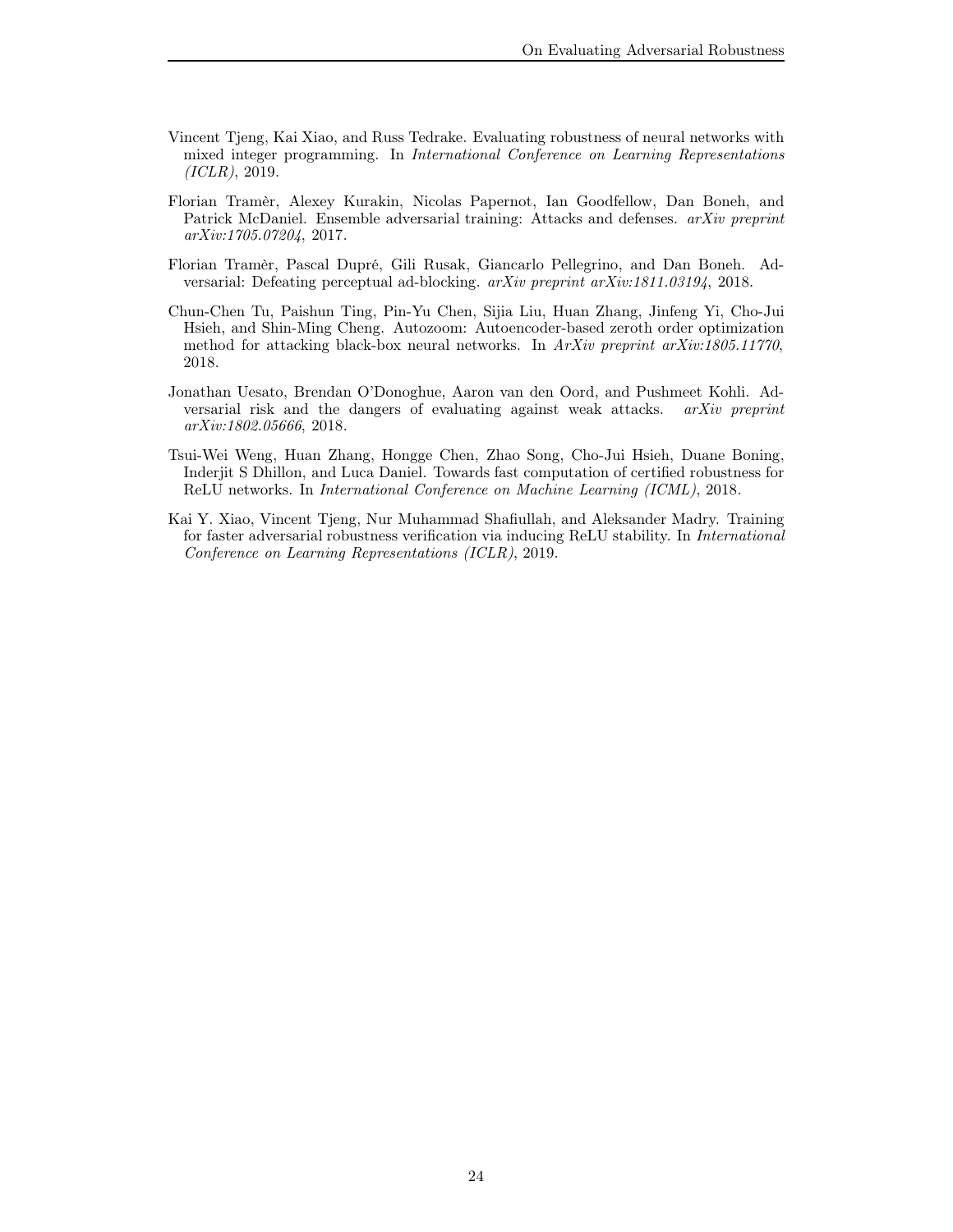Vincent Tjeng, Kai Xiao, and Russ Tedrake. Evaluating robustness of neural networks with mixed integer programming. In *International Conference on Learning Representations (ICLR)*, 2019.

Florian Tramèr, Alexey Kurakin, Nicolas Papernot, Ian Goodfellow, Dan Boneh, and Patrick McDaniel. Ensemble adversarial training: Attacks and defenses. *arXiv preprint arXiv:1705.07204*, 2017.

Florian Tramèr, Pascal Dupré, Gili Rusak, Giancarlo Pellegrino, and Dan Boneh. Adversarial: Defeating perceptual ad-blocking. *arXiv preprint arXiv:1811.03194*, 2018.

Chun-Chen Tu, Paishun Ting, Pin-Yu Chen, Sijia Liu, Huan Zhang, Jinfeng Yi, Cho-Jui Hsieh, and Shin-Ming Cheng. Autozoom: Autoencoder-based zeroth order optimization method for attacking black-box neural networks. In *ArXiv preprint arXiv:1805.11770*, 2018.

Jonathan Uesato, Brendan O'Donoghue, Aaron van den Oord, and Pushmeet Kohli. Adversarial risk and the dangers of evaluating against weak attacks. *arXiv preprint arXiv:1802.05666*, 2018.

Tsui-Wei Weng, Huan Zhang, Hongge Chen, Zhao Song, Cho-Jui Hsieh, Duane Boning, Inderjit S Dhillon, and Luca Daniel. Towards fast computation of certified robustness for ReLU networks. In *International Conference on Machine Learning (ICML)*, 2018.

Kai Y. Xiao, Vincent Tjeng, Nur Muhammad Shafiullah, and Aleksander Madry. Training for faster adversarial robustness verification via inducing ReLU stability. In *International Conference on Learning Representations (ICLR)*, 2019.